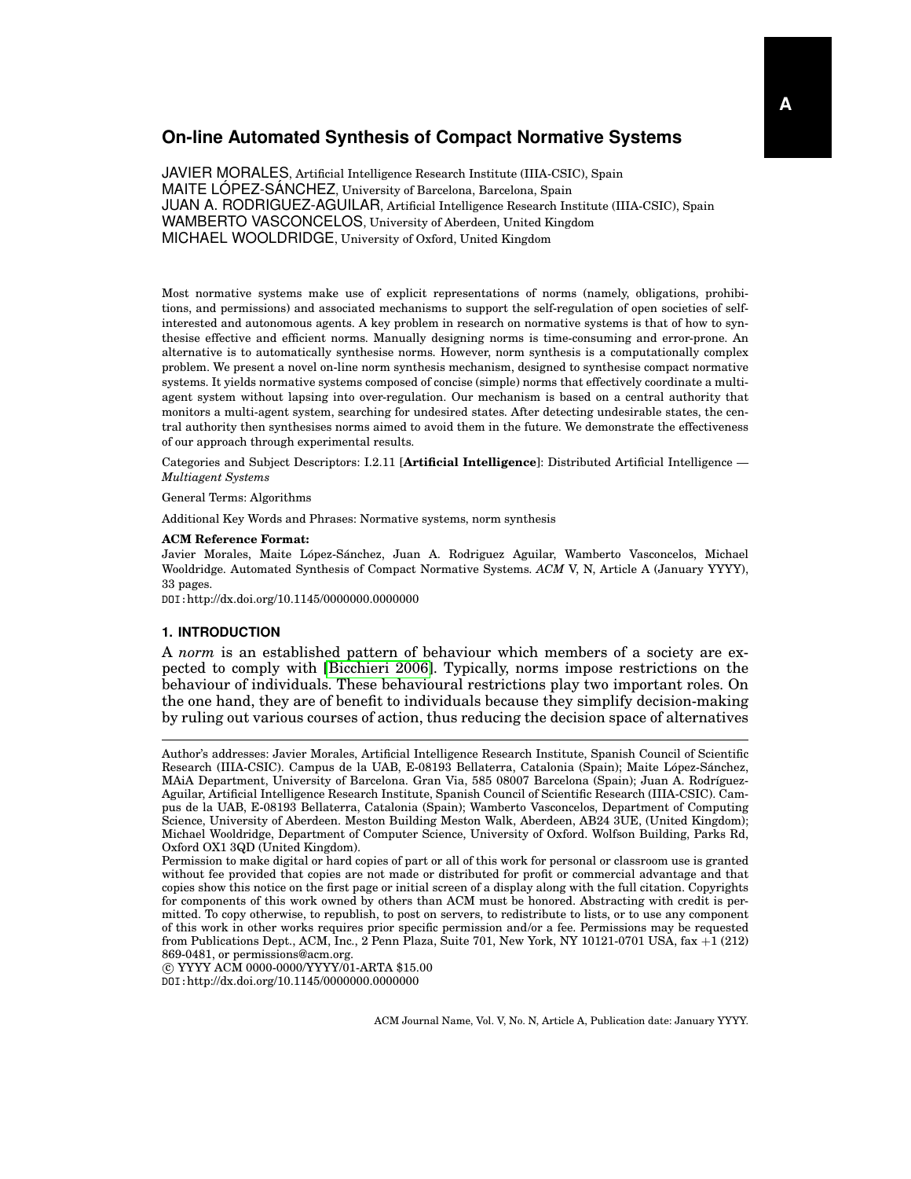# On-line Automated Synthesis of Compact Normative Systems

JAVIER MORALES, Artificial Intelligence Research Institute (IIIA-CSIC), Spain
MAITE LÓPEZ-SÁNCHEZ, University of Barcelona, Barcelona, Spain
JUAN A. RODRIGUEZ-AGUILAR, Artificial Intelligence Research Institute (IIIA-CSIC), Spain
WAMBERTO VASCONCELOS, University of Aberdeen, United Kingdom
MICHAEL WOOLDRIDGE, University of Oxford, United Kingdom

Most normative systems make use of explicit representations of norms (namely, obligations, prohibitions, and permissions) and associated mechanisms to support the self-regulation of open societies of self-interested and autonomous agents. A key problem in research on normative systems is that of how to synthesise effective and efficient norms. Manually designing norms is time-consuming and error-prone. An alternative is to automatically synthesise norms. However, norm synthesis is a computationally complex problem. We present a novel on-line norm synthesis mechanism, designed to synthesise compact normative systems. It yields normative systems composed of concise (simple) norms that effectively coordinate a multi-agent system without lapsing into over-regulation. Our mechanism is based on a central authority that monitors a multi-agent system, searching for undesired states. After detecting undesirable states, the central authority then synthesises norms aimed to avoid them in the future. We demonstrate the effectiveness of our approach through experimental results.

Categories and Subject Descriptors: I.2.11 [**Artificial Intelligence**]: Distributed Artificial Intelligence — *Multiagent Systems*

General Terms: Algorithms

Additional Key Words and Phrases: Normative systems, norm synthesis

**ACM Reference Format:**

Javier Morales, Maite López-Sánchez, Juan A. Rodriguez Aguilar, Wamberto Vasconcelos, Michael Wooldridge. Automated Synthesis of Compact Normative Systems. *ACM* V, N, Article A (January YYYY), 33 pages.

DOI:http://dx.doi.org/10.1145/0000000.0000000

## 1. INTRODUCTION

A *norm* is an established pattern of behaviour which members of a society are expected to comply with [Bicchieri 2006]. Typically, norms impose restrictions on the behaviour of individuals. These behavioural restrictions play two important roles. On the one hand, they are of benefit to individuals because they simplify decision-making by ruling out various courses of action, thus reducing the decision space of alternatives

Author's addresses: Javier Morales, Artificial Intelligence Research Institute, Spanish Council of Scientific Research (IIIA-CSIC). Campus de la UAB, E-08193 Bellaterra, Catalonia (Spain); Maite López-Sánchez, MAiA Department, University of Barcelona. Gran Via, 585 08007 Barcelona (Spain); Juan A. Rodríguez-Aguilar, Artificial Intelligence Research Institute, Spanish Council of Scientific Research (IIIA-CSIC). Campus de la UAB, E-08193 Bellaterra, Catalonia (Spain); Wamberto Vasconcelos, Department of Computing Science, University of Aberdeen. Meston Building Meston Walk, Aberdeen, AB24 3UE, (United Kingdom); Michael Wooldridge, Department of Computer Science, University of Oxford. Wolfson Building, Parks Rd, Oxford OX1 3QD (United Kingdom).

Permission to make digital or hard copies of part or all of this work for personal or classroom use is granted without fee provided that copies are not made or distributed for profit or commercial advantage and that copies show this notice on the first page or initial screen of a display along with the full citation. Copyrights for components of this work owned by others than ACM must be honored. Abstracting with credit is permitted. To copy otherwise, to republish, to post on servers, to redistribute to lists, or to use any component of this work in other works requires prior specific permission and/or a fee. Permissions may be requested from Publications Dept., ACM, Inc., 2 Penn Plaza, Suite 701, New York, NY 10121-0701 USA, fax +1 (212) 869-0481, or permissions@acm.org.

© YYYY ACM 0000-0000/YYYY/01-ARTA $15.00

DOI:http://dx.doi.org/10.1145/0000000.0000000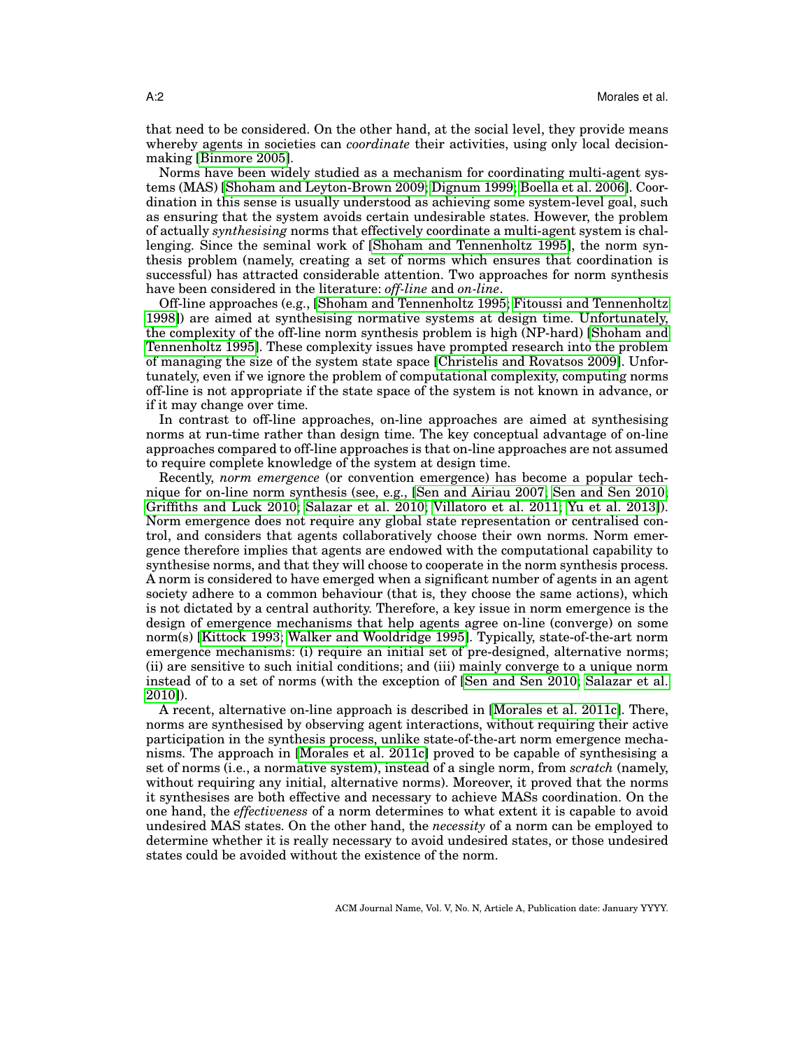that need to be considered. On the other hand, at the social level, they provide means whereby agents in societies can *coordinate* their activities, using only local decision-making [Binmore 2005].

Norms have been widely studied as a mechanism for coordinating multi-agent systems (MAS) [Shoham and Leyton-Brown 2009; Dignum 1999; Boella et al. 2006]. Coordination in this sense is usually understood as achieving some system-level goal, such as ensuring that the system avoids certain undesirable states. However, the problem of actually *synthesising* norms that effectively coordinate a multi-agent system is challenging. Since the seminal work of [Shoham and Tennenholtz 1995], the norm synthesis problem (namely, creating a set of norms which ensures that coordination is successful) has attracted considerable attention. Two approaches for norm synthesis have been considered in the literature: *off-line* and *on-line*.

Off-line approaches (e.g., [Shoham and Tennenholtz 1995; Fitoussi and Tennenholtz 1998]) are aimed at synthesising normative systems at design time. Unfortunately, the complexity of the off-line norm synthesis problem is high (NP-hard) [Shoham and Tennenholtz 1995]. These complexity issues have prompted research into the problem of managing the size of the system state space [Christelis and Rovatsos 2009]. Unfortunately, even if we ignore the problem of computational complexity, computing norms off-line is not appropriate if the state space of the system is not known in advance, or if it may change over time.

In contrast to off-line approaches, on-line approaches are aimed at synthesising norms at run-time rather than design time. The key conceptual advantage of on-line approaches compared to off-line approaches is that on-line approaches are not assumed to require complete knowledge of the system at design time.

Recently, *norm emergence* (or convention emergence) has become a popular technique for on-line norm synthesis (see, e.g., [Sen and Airiau 2007; Sen and Sen 2010; Griffiths and Luck 2010; Salazar et al. 2010; Villatoro et al. 2011; Yu et al. 2013]). Norm emergence does not require any global state representation or centralised control, and considers that agents collaboratively choose their own norms. Norm emergence therefore implies that agents are endowed with the computational capability to synthesise norms, and that they will choose to cooperate in the norm synthesis process. A norm is considered to have emerged when a significant number of agents in an agent society adhere to a common behaviour (that is, they choose the same actions), which is not dictated by a central authority. Therefore, a key issue in norm emergence is the design of emergence mechanisms that help agents agree on-line (converge) on some norm(s) [Kittock 1993; Walker and Wooldridge 1995]. Typically, state-of-the-art norm emergence mechanisms: (i) require an initial set of pre-designed, alternative norms; (ii) are sensitive to such initial conditions; and (iii) mainly converge to a unique norm instead of to a set of norms (with the exception of [Sen and Sen 2010; Salazar et al. 2010]).

A recent, alternative on-line approach is described in [Morales et al. 2011c]. There, norms are synthesised by observing agent interactions, without requiring their active participation in the synthesis process, unlike state-of-the-art norm emergence mechanisms. The approach in [Morales et al. 2011c] proved to be capable of synthesising a set of norms (i.e., a normative system), instead of a single norm, from *scratch* (namely, without requiring any initial, alternative norms). Moreover, it proved that the norms it synthesises are both effective and necessary to achieve MASs coordination. On the one hand, the *effectiveness* of a norm determines to what extent it is capable to avoid undesired MAS states. On the other hand, the *necessity* of a norm can be employed to determine whether it is really necessary to avoid undesired states, or those undesired states could be avoided without the existence of the norm.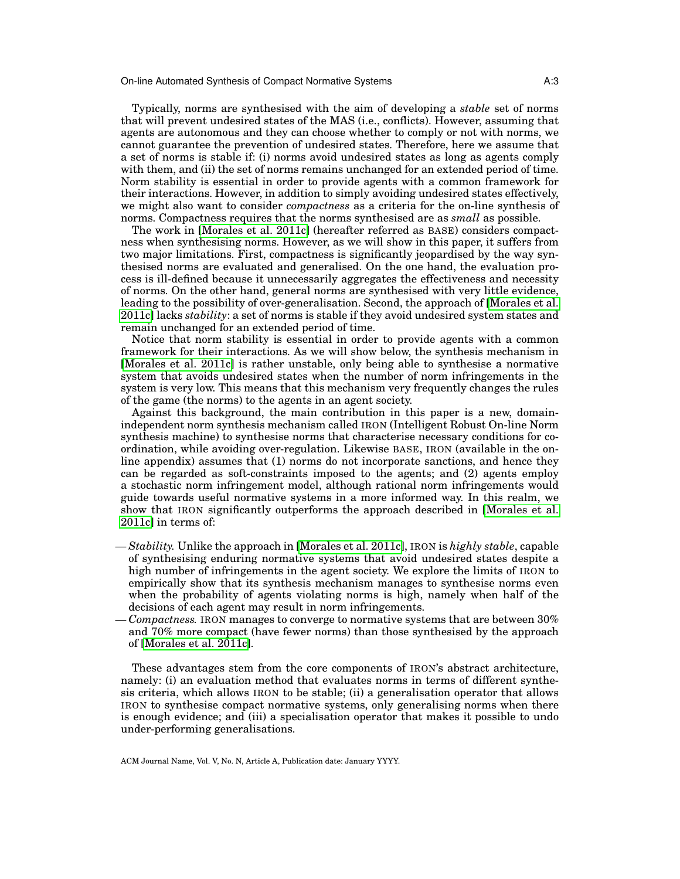Typically, norms are synthesised with the aim of developing a *stable* set of norms that will prevent undesired states of the MAS (i.e., conflicts). However, assuming that agents are autonomous and they can choose whether to comply or not with norms, we cannot guarantee the prevention of undesired states. Therefore, here we assume that a set of norms is stable if: (i) norms avoid undesired states as long as agents comply with them, and (ii) the set of norms remains unchanged for an extended period of time. Norm stability is essential in order to provide agents with a common framework for their interactions. However, in addition to simply avoiding undesired states effectively, we might also want to consider *compactness* as a criteria for the on-line synthesis of norms. Compactness requires that the norms synthesised are as *small* as possible.

The work in [Morales et al. 2011c] (hereafter referred as BASE) considers compactness when synthesising norms. However, as we will show in this paper, it suffers from two major limitations. First, compactness is significantly jeopardised by the way synthesised norms are evaluated and generalised. On the one hand, the evaluation process is ill-defined because it unnecessarily aggregates the effectiveness and necessity of norms. On the other hand, general norms are synthesised with very little evidence, leading to the possibility of over-generalisation. Second, the approach of [Morales et al. 2011c] lacks *stability*: a set of norms is stable if they avoid undesired system states and remain unchanged for an extended period of time.

Notice that norm stability is essential in order to provide agents with a common framework for their interactions. As we will show below, the synthesis mechanism in [Morales et al. 2011c] is rather unstable, only being able to synthesise a normative system that avoids undesired states when the number of norm infringements in the system is very low. This means that this mechanism very frequently changes the rules of the game (the norms) to the agents in an agent society.

Against this background, the main contribution in this paper is a new, domain-independent norm synthesis mechanism called IRON (Intelligent Robust On-line Norm synthesis machine) to synthesise norms that characterise necessary conditions for coordination, while avoiding over-regulation. Likewise BASE, IRON (available in the online appendix) assumes that (1) norms do not incorporate sanctions, and hence they can be regarded as soft-constraints imposed to the agents; and (2) agents employ a stochastic norm infringement model, although rational norm infringements would guide towards useful normative systems in a more informed way. In this realm, we show that IRON significantly outperforms the approach described in [Morales et al. 2011c] in terms of:

— *Stability.* Unlike the approach in [Morales et al. 2011c], IRON is *highly stable*, capable of synthesising enduring normative systems that avoid undesired states despite a high number of infringements in the agent society. We explore the limits of IRON to empirically show that its synthesis mechanism manages to synthesise norms even when the probability of agents violating norms is high, namely when half of the decisions of each agent may result in norm infringements.
— *Compactness.* IRON manages to converge to normative systems that are between 30% and 70% more compact (have fewer norms) than those synthesised by the approach of [Morales et al. 2011c].

These advantages stem from the core components of IRON's abstract architecture, namely: (i) an evaluation method that evaluates norms in terms of different synthesis criteria, which allows IRON to be stable; (ii) a generalisation operator that allows IRON to synthesise compact normative systems, only generalising norms when there is enough evidence; and (iii) a specialisation operator that makes it possible to undo under-performing generalisations.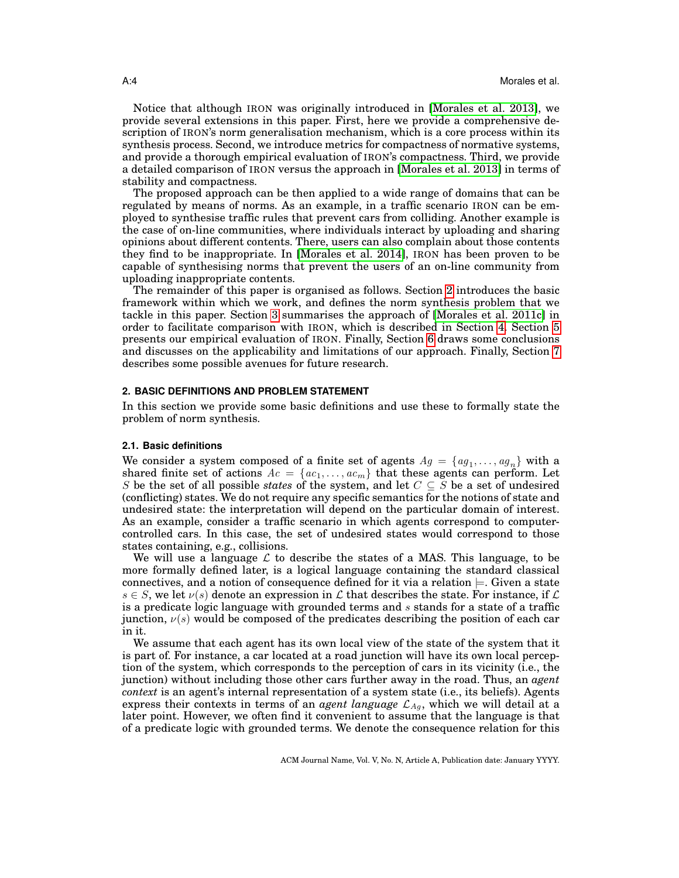Notice that although IRON was originally introduced in [Morales et al. 2013], we provide several extensions in this paper. First, here we provide a comprehensive description of IRON's norm generalisation mechanism, which is a core process within its synthesis process. Second, we introduce metrics for compactness of normative systems, and provide a thorough empirical evaluation of IRON's compactness. Third, we provide a detailed comparison of IRON versus the approach in [Morales et al. 2013] in terms of stability and compactness.

The proposed approach can be then applied to a wide range of domains that can be regulated by means of norms. As an example, in a traffic scenario IRON can be employed to synthesise traffic rules that prevent cars from colliding. Another example is the case of on-line communities, where individuals interact by uploading and sharing opinions about different contents. There, users can also complain about those contents they find to be inappropriate. In [Morales et al. 2014], IRON has been proven to be capable of synthesising norms that prevent the users of an on-line community from uploading inappropriate contents.

The remainder of this paper is organised as follows. Section 2 introduces the basic framework within which we work, and defines the norm synthesis problem that we tackle in this paper. Section 3 summarises the approach of [Morales et al. 2011c] in order to facilitate comparison with IRON, which is described in Section 4. Section 5 presents our empirical evaluation of IRON. Finally, Section 6 draws some conclusions and discusses on the applicability and limitations of our approach. Finally, Section 7 describes some possible avenues for future research.

## 2. BASIC DEFINITIONS AND PROBLEM STATEMENT

In this section we provide some basic definitions and use these to formally state the problem of norm synthesis.

### 2.1. Basic definitions

We consider a system composed of a finite set of agents $Ag = \{ag_1, \ldots, ag_n\}$ with a shared finite set of actions $Ac = \{ac_1, \ldots, ac_m\}$ that these agents can perform. Let $S$ be the set of all possible *states* of the system, and let $C \subseteq S$ be a set of undesired (conflicting) states. We do not require any specific semantics for the notions of state and undesired state: the interpretation will depend on the particular domain of interest. As an example, consider a traffic scenario in which agents correspond to computer-controlled cars. In this case, the set of undesired states would correspond to those states containing, e.g., collisions.

We will use a language $\mathcal{L}$ to describe the states of a MAS. This language, to be more formally defined later, is a logical language containing the standard classical connectives, and a notion of consequence defined for it via a relation $\models$. Given a state $s \in S$, we let $\nu(s)$ denote an expression in $\mathcal{L}$ that describes the state. For instance, if $\mathcal{L}$ is a predicate logic language with grounded terms and $s$ stands for a state of a traffic junction, $\nu(s)$ would be composed of the predicates describing the position of each car in it.

We assume that each agent has its own local view of the state of the system that it is part of. For instance, a car located at a road junction will have its own local perception of the system, which corresponds to the perception of cars in its vicinity (i.e., the junction) without including those other cars further away in the road. Thus, an *agent context* is an agent's internal representation of a system state (i.e., its beliefs). Agents express their contexts in terms of an *agent language* $\mathcal{L}_{Ag}$, which we will detail at a later point. However, we often find it convenient to assume that the language is that of a predicate logic with grounded terms. We denote the consequence relation for this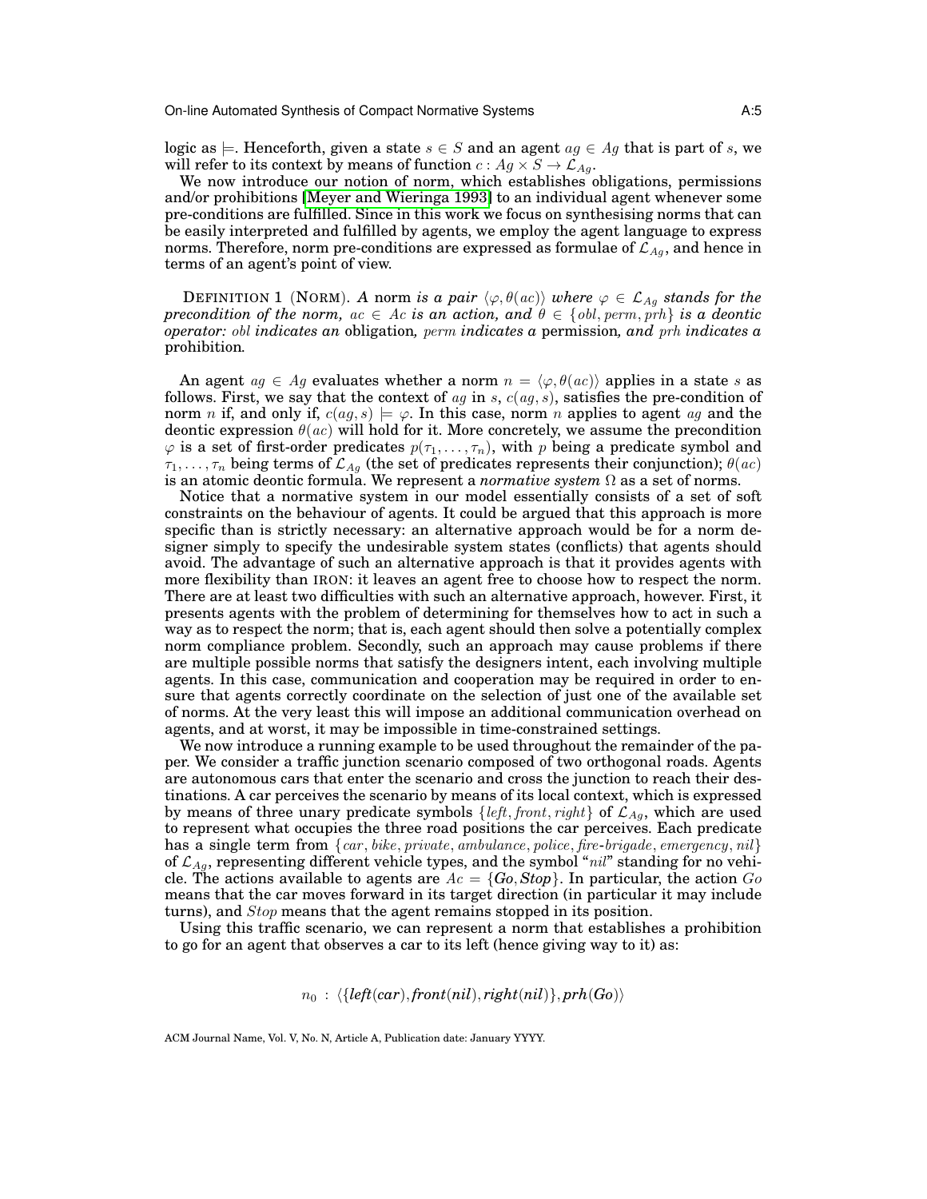logic as $\models$. Henceforth, given a state $s \in S$ and an agent $ag \in Ag$ that is part of $s$, we will refer to its context by means of function $c : Ag \times S \to \mathcal{L}_{Ag}$.

We now introduce our notion of norm, which establishes obligations, permissions and/or prohibitions [Meyer and Wieringa 1993] to an individual agent whenever some pre-conditions are fulfilled. Since in this work we focus on synthesising norms that can be easily interpreted and fulfilled by agents, we employ the agent language to express norms. Therefore, norm pre-conditions are expressed as formulae of $\mathcal{L}_{Ag}$, and hence in terms of an agent's point of view.

DEFINITION 1 (NORM). *A* norm *is a pair* $\langle \varphi, \theta(ac) \rangle$ *where* $\varphi \in \mathcal{L}_{Ag}$ *stands for the precondition of the norm,* $ac \in Ac$ *is an action, and* $\theta \in \{obl, perm, prh\}$ *is a deontic operator:* $obl$ *indicates an* obligation*,* $perm$ *indicates a* permission*, and* $prh$ *indicates a* prohibition*.*

An agent $ag \in Ag$ evaluates whether a norm $n = \langle \varphi, \theta(ac) \rangle$ applies in a state $s$ as follows. First, we say that the context of $ag$ in $s$, $c(ag, s)$, satisfies the pre-condition of norm $n$ if, and only if, $c(ag, s) \models \varphi$. In this case, norm $n$ applies to agent $ag$ and the deontic expression $\theta(ac)$ will hold for it. More concretely, we assume the precondition $\varphi$ is a set of first-order predicates $p(\tau_1, \ldots, \tau_n)$, with $p$ being a predicate symbol and $\tau_1, \ldots, \tau_n$ being terms of $\mathcal{L}_{Ag}$ (the set of predicates represents their conjunction); $\theta(ac)$ is an atomic deontic formula. We represent a *normative system* $\Omega$ as a set of norms.

Notice that a normative system in our model essentially consists of a set of soft constraints on the behaviour of agents. It could be argued that this approach is more specific than is strictly necessary: an alternative approach would be for a norm designer simply to specify the undesirable system states (conflicts) that agents should avoid. The advantage of such an alternative approach is that it provides agents with more flexibility than IRON: it leaves an agent free to choose how to respect the norm. There are at least two difficulties with such an alternative approach, however. First, it presents agents with the problem of determining for themselves how to act in such a way as to respect the norm; that is, each agent should then solve a potentially complex norm compliance problem. Secondly, such an approach may cause problems if there are multiple possible norms that satisfy the designers intent, each involving multiple agents. In this case, communication and cooperation may be required in order to ensure that agents correctly coordinate on the selection of just one of the available set of norms. At the very least this will impose an additional communication overhead on agents, and at worst, it may be impossible in time-constrained settings.

We now introduce a running example to be used throughout the remainder of the paper. We consider a traffic junction scenario composed of two orthogonal roads. Agents are autonomous cars that enter the scenario and cross the junction to reach their destinations. A car perceives the scenario by means of its local context, which is expressed by means of three unary predicate symbols $\{left, front, right\}$ of $\mathcal{L}_{Ag}$, which are used to represent what occupies the three road positions the car perceives. Each predicate has a single term from $\{car, bike, private, ambulance, police, fire\text{-}brigade, emergency, nil\}$ of $\mathcal{L}_{Ag}$, representing different vehicle types, and the symbol "$nil$" standing for no vehicle. The actions available to agents are $Ac = \{\mathit{Go}, \mathit{Stop}\}$. In particular, the action $Go$ means that the car moves forward in its target direction (in particular it may include turns), and $Stop$ means that the agent remains stopped in its position.

Using this traffic scenario, we can represent a norm that establishes a prohibition to go for an agent that observes a car to its left (hence giving way to it) as:

$$n_0 \;:\; \langle \{\mathit{left(car)}, \mathit{front(nil)}, \mathit{right(nil)}\}, \mathit{prh(Go)} \rangle$$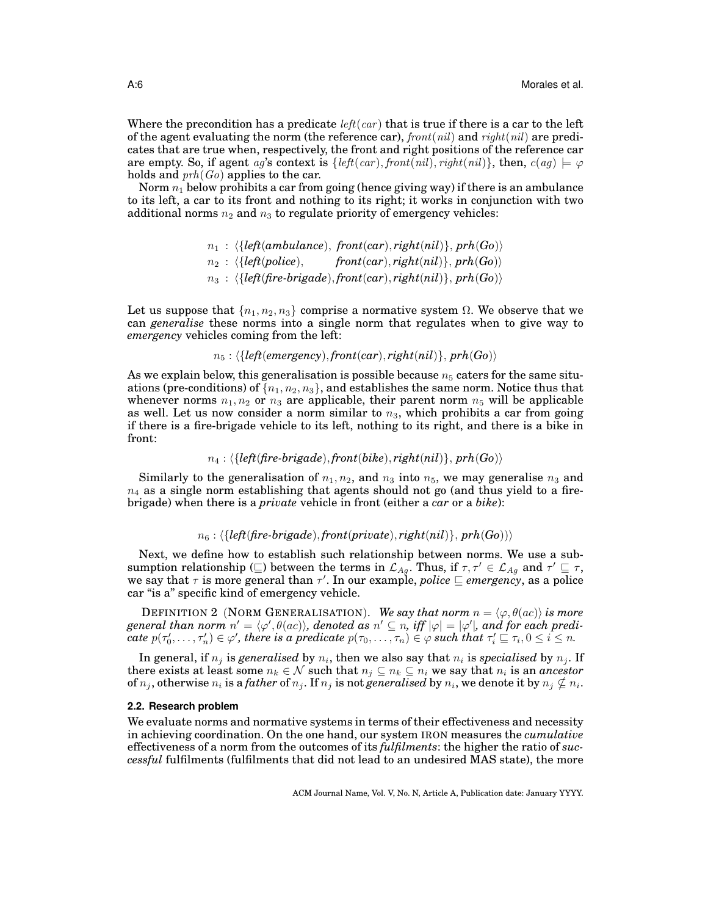Where the precondition has a predicate $left(car)$ that is true if there is a car to the left of the agent evaluating the norm (the reference car), $front(nil)$ and $right(nil)$ are predicates that are true when, respectively, the front and right positions of the reference car are empty. So, if agent $ag$'s context is $\{left(car), front(nil), right(nil)\}$, then, $c(ag) \models \varphi$ holds and $prh(Go)$ applies to the car.

Norm $n_1$ below prohibits a car from going (hence giving way) if there is an ambulance to its left, a car to its front and nothing to its right; it works in conjunction with two additional norms $n_2$ and $n_3$ to regulate priority of emergency vehicles:

$$
\begin{aligned}
n_1 &: \langle\{\textit{left}(\textit{ambulance}),\ \textit{front}(\textit{car}), \textit{right}(\textit{nil})\},\ \textit{prh}(\textit{Go})\rangle \\
n_2 &: \langle\{\textit{left}(\textit{police}),\qquad \textit{front}(\textit{car}), \textit{right}(\textit{nil})\},\ \textit{prh}(\textit{Go})\rangle \\
n_3 &: \langle\{\textit{left}(\textit{fire-brigade}), \textit{front}(\textit{car}), \textit{right}(\textit{nil})\},\ \textit{prh}(\textit{Go})\rangle
\end{aligned}
$$

Let us suppose that $\{n_1, n_2, n_3\}$ comprise a normative system $\Omega$. We observe that we can *generalise* these norms into a single norm that regulates when to give way to *emergency* vehicles coming from the left:

$$n_5 : \langle\{\textit{left}(\textit{emergency}), \textit{front}(\textit{car}), \textit{right}(\textit{nil})\},\ \textit{prh}(\textit{Go})\rangle$$

As we explain below, this generalisation is possible because $n_5$ caters for the same situations (pre-conditions) of $\{n_1, n_2, n_3\}$, and establishes the same norm. Notice thus that whenever norms $n_1, n_2$ or $n_3$ are applicable, their parent norm $n_5$ will be applicable as well. Let us now consider a norm similar to $n_3$, which prohibits a car from going if there is a fire-brigade vehicle to its left, nothing to its right, and there is a bike in front:

$$n_4 : \langle\{\textit{left}(\textit{fire-brigade}), \textit{front}(\textit{bike}), \textit{right}(\textit{nil})\},\ \textit{prh}(\textit{Go})\rangle$$

Similarly to the generalisation of $n_1, n_2$, and $n_3$ into $n_5$, we may generalise $n_3$ and $n_4$ as a single norm establishing that agents should not go (and thus yield to a fire-brigade) when there is a *private* vehicle in front (either a *car* or a *bike*):

$$n_6 : \langle\{\textit{left}(\textit{fire-brigade}), \textit{front}(\textit{private}), \textit{right}(\textit{nil})\},\ \textit{prh}(\textit{Go}))\rangle$$

Next, we define how to establish such relationship between norms. We use a subsumption relationship ($\sqsubseteq$) between the terms in $\mathcal{L}_{Ag}$. Thus, if $\tau, \tau' \in \mathcal{L}_{Ag}$ and $\tau' \sqsubseteq \tau$, we say that $\tau$ is more general than $\tau'$. In our example, *police* $\sqsubseteq$ *emergency*, as a police car "is a" specific kind of emergency vehicle.

DEFINITION 2 (NORM GENERALISATION). *We say that norm $n = \langle \varphi, \theta(ac)\rangle$ is more general than norm $n' = \langle \varphi', \theta(ac)\rangle$, denoted as $n' \subseteq n$, iff $|\varphi| = |\varphi'|$, and for each predicate $p(\tau'_0, \ldots, \tau'_n) \in \varphi'$, there is a predicate $p(\tau_0, \ldots, \tau_n) \in \varphi$ such that $\tau'_i \sqsubseteq \tau_i, 0 \leq i \leq n$.*

In general, if $n_j$ is *generalised* by $n_i$, then we also say that $n_i$ is *specialised* by $n_j$. If there exists at least some $n_k \in \mathcal{N}$ such that $n_j \subseteq n_k \subseteq n_i$ we say that $n_i$ is an *ancestor* of $n_j$, otherwise $n_i$ is a *father* of $n_j$. If $n_j$ is not *generalised* by $n_i$, we denote it by $n_j \nsubseteq n_i$.

### 2.2. Research problem

We evaluate norms and normative systems in terms of their effectiveness and necessity in achieving coordination. On the one hand, our system IRON measures the *cumulative* effectiveness of a norm from the outcomes of its *fulfilments*: the higher the ratio of *successful* fulfilments (fulfilments that did not lead to an undesired MAS state), the more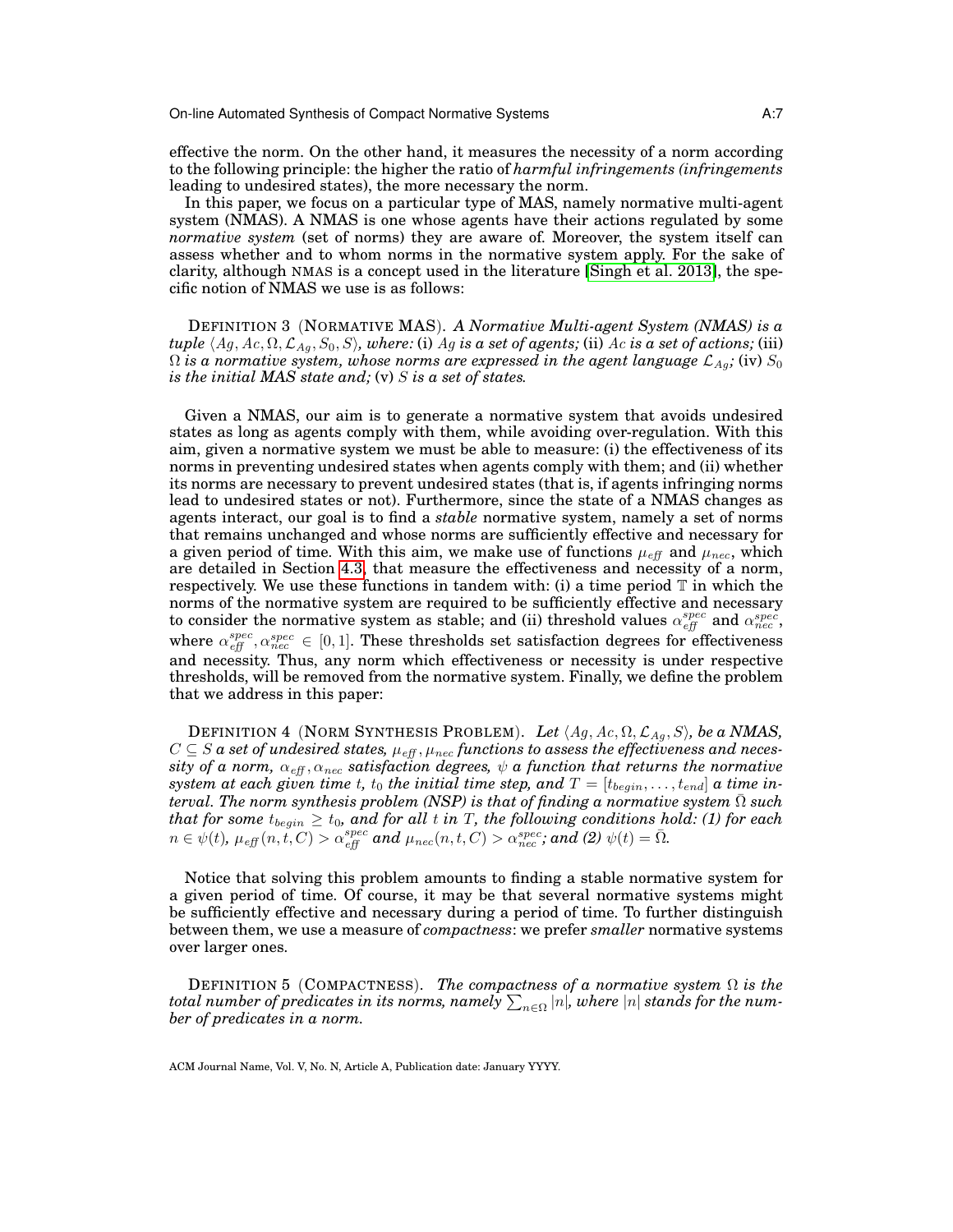effective the norm. On the other hand, it measures the necessity of a norm according to the following principle: the higher the ratio of *harmful infringements (infringements leading to undesired states)*, the more necessary the norm.

In this paper, we focus on a particular type of MAS, namely normative multi-agent system (NMAS). A NMAS is one whose agents have their actions regulated by some *normative system* (set of norms) they are aware of. Moreover, the system itself can assess whether and to whom norms in the normative system apply. For the sake of clarity, although NMAS is a concept used in the literature [Singh et al. 2013], the specific notion of NMAS we use is as follows:

DEFINITION 3 (NORMATIVE MAS). *A Normative Multi-agent System (NMAS) is a tuple $\langle Ag, Ac, \Omega, \mathcal{L}_{Ag}, S_0, S \rangle$, where:* (i) *$Ag$ is a set of agents;* (ii) *$Ac$ is a set of actions;* (iii) *$\Omega$ is a normative system, whose norms are expressed in the agent language $\mathcal{L}_{Ag}$;* (iv) *$S_0$ is the initial MAS state and;* (v) *$S$ is a set of states.*

Given a NMAS, our aim is to generate a normative system that avoids undesired states as long as agents comply with them, while avoiding over-regulation. With this aim, given a normative system we must be able to measure: (i) the effectiveness of its norms in preventing undesired states when agents comply with them; and (ii) whether its norms are necessary to prevent undesired states (that is, if agents infringing norms lead to undesired states or not). Furthermore, since the state of a NMAS changes as agents interact, our goal is to find a *stable* normative system, namely a set of norms that remains unchanged and whose norms are sufficiently effective and necessary for a given period of time. With this aim, we make use of functions $\mu_{eff}$ and $\mu_{nec}$, which are detailed in Section 4.3, that measure the effectiveness and necessity of a norm, respectively. We use these functions in tandem with: (i) a time period $\mathbb{T}$ in which the norms of the normative system are required to be sufficiently effective and necessary to consider the normative system as stable; and (ii) threshold values $\alpha_{eff}^{spec}$ and $\alpha_{nec}^{spec}$, where $\alpha_{eff}^{spec}, \alpha_{nec}^{spec} \in [0, 1]$. These thresholds set satisfaction degrees for effectiveness and necessity. Thus, any norm which effectiveness or necessity is under respective thresholds, will be removed from the normative system. Finally, we define the problem that we address in this paper:

DEFINITION 4 (NORM SYNTHESIS PROBLEM). *Let $\langle Ag, Ac, \Omega, \mathcal{L}_{Ag}, S \rangle$, be a NMAS, $C \subseteq S$ a set of undesired states, $\mu_{eff}, \mu_{nec}$ functions to assess the effectiveness and necessity of a norm, $\alpha_{eff}, \alpha_{nec}$ satisfaction degrees, $\psi$ a function that returns the normative system at each given time $t$, $t_0$ the initial time step, and $T = [t_{begin}, \ldots, t_{end}]$ a time interval. The norm synthesis problem (NSP) is that of finding a normative system $\bar{\Omega}$ such that for some $t_{begin} \geq t_0$, and for all $t$ in $T$, the following conditions hold: (1) for each $n \in \psi(t)$, $\mu_{eff}(n, t, C) > \alpha_{eff}^{spec}$ and $\mu_{nec}(n, t, C) > \alpha_{nec}^{spec}$; and (2) $\psi(t) = \bar{\Omega}$.*

Notice that solving this problem amounts to finding a stable normative system for a given period of time. Of course, it may be that several normative systems might be sufficiently effective and necessary during a period of time. To further distinguish between them, we use a measure of *compactness*: we prefer *smaller* normative systems over larger ones.

DEFINITION 5 (COMPACTNESS). *The compactness of a normative system $\Omega$ is the total number of predicates in its norms, namely $\sum_{n \in \Omega} |n|$, where $|n|$ stands for the number of predicates in a norm.*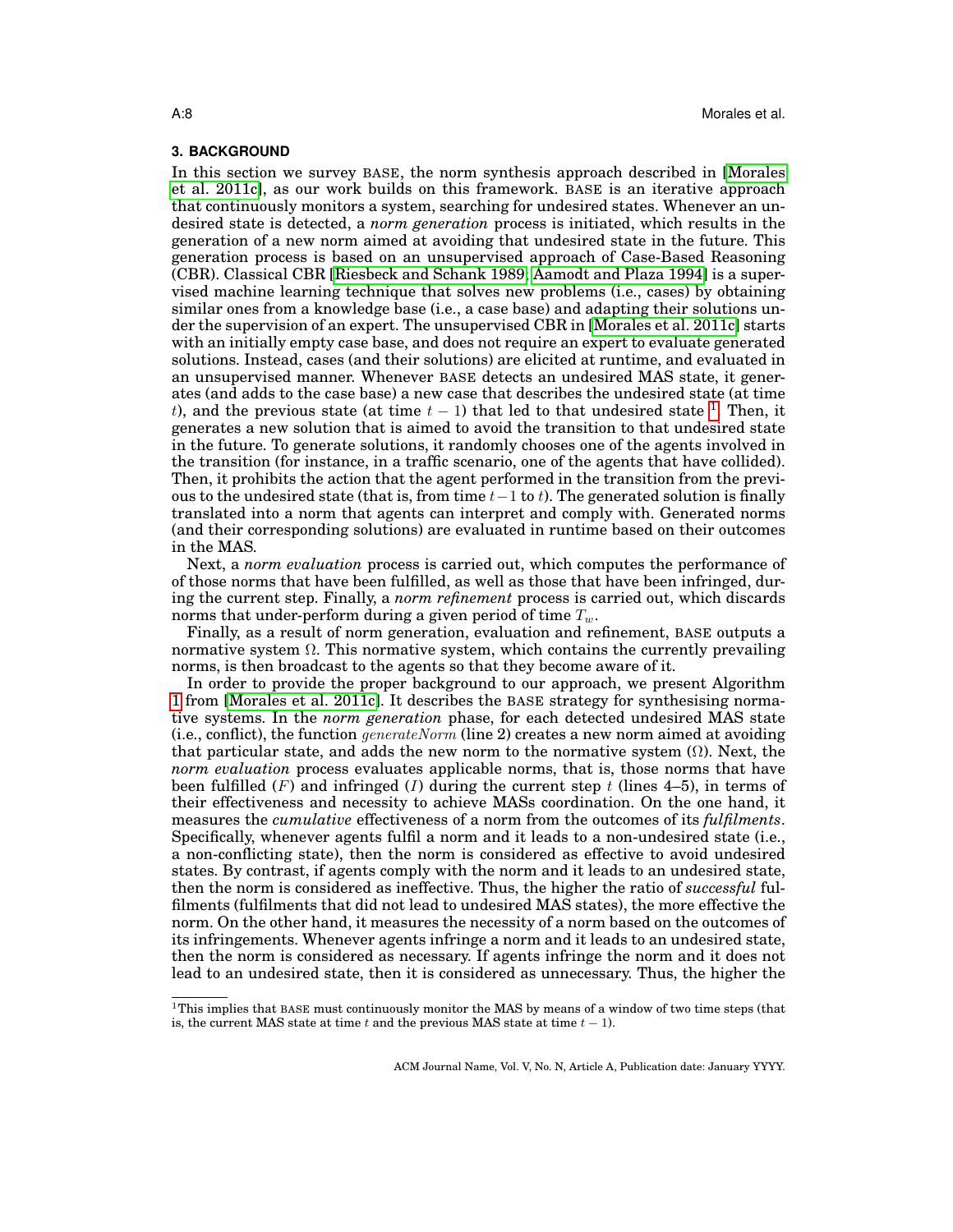## 3. BACKGROUND

In this section we survey BASE, the norm synthesis approach described in [Morales et al. 2011c], as our work builds on this framework. BASE is an iterative approach that continuously monitors a system, searching for undesired states. Whenever an undesired state is detected, a *norm generation* process is initiated, which results in the generation of a new norm aimed at avoiding that undesired state in the future. This generation process is based on an unsupervised approach of Case-Based Reasoning (CBR). Classical CBR [Riesbeck and Schank 1989; Aamodt and Plaza 1994] is a supervised machine learning technique that solves new problems (i.e., cases) by obtaining similar ones from a knowledge base (i.e., a case base) and adapting their solutions under the supervision of an expert. The unsupervised CBR in [Morales et al. 2011c] starts with an initially empty case base, and does not require an expert to evaluate generated solutions. Instead, cases (and their solutions) are elicited at runtime, and evaluated in an unsupervised manner. Whenever BASE detects an undesired MAS state, it generates (and adds to the case base) a new case that describes the undesired state (at time $t$), and the previous state (at time $t-1$) that led to that undesired state [1]. Then, it generates a new solution that is aimed to avoid the transition to that undesired state in the future. To generate solutions, it randomly chooses one of the agents involved in the transition (for instance, in a traffic scenario, one of the agents that have collided). Then, it prohibits the action that the agent performed in the transition from the previous to the undesired state (that is, from time $t-1$ to $t$). The generated solution is finally translated into a norm that agents can interpret and comply with. Generated norms (and their corresponding solutions) are evaluated in runtime based on their outcomes in the MAS.

Next, a *norm evaluation* process is carried out, which computes the performance of of those norms that have been fulfilled, as well as those that have been infringed, during the current step. Finally, a *norm refinement* process is carried out, which discards norms that under-perform during a given period of time $T_w$.

Finally, as a result of norm generation, evaluation and refinement, BASE outputs a normative system $\Omega$. This normative system, which contains the currently prevailing norms, is then broadcast to the agents so that they become aware of it.

In order to provide the proper background to our approach, we present Algorithm 1 from [Morales et al. 2011c]. It describes the BASE strategy for synthesising normative systems. In the *norm generation* phase, for each detected undesired MAS state (i.e., conflict), the function $generateNorm$ (line 2) creates a new norm aimed at avoiding that particular state, and adds the new norm to the normative system ($\Omega$). Next, the *norm evaluation* process evaluates applicable norms, that is, those norms that have been fulfilled ($F$) and infringed ($I$) during the current step $t$ (lines 4–5), in terms of their effectiveness and necessity to achieve MASs coordination. On the one hand, it measures the *cumulative* effectiveness of a norm from the outcomes of its *fulfilments*. Specifically, whenever agents fulfil a norm and it leads to a non-undesired state (i.e., a non-conflicting state), then the norm is considered as effective to avoid undesired states. By contrast, if agents comply with the norm and it leads to an undesired state, then the norm is considered as ineffective. Thus, the higher the ratio of *successful* fulfilments (fulfilments that did not lead to undesired MAS states), the more effective the norm. On the other hand, it measures the necessity of a norm based on the outcomes of its infringements. Whenever agents infringe a norm and it leads to an undesired state, then the norm is considered as necessary. If agents infringe the norm and it does not lead to an undesired state, then it is considered as unnecessary. Thus, the higher the

[1] This implies that BASE must continuously monitor the MAS by means of a window of two time steps (that is, the current MAS state at time $t$ and the previous MAS state at time $t-1$).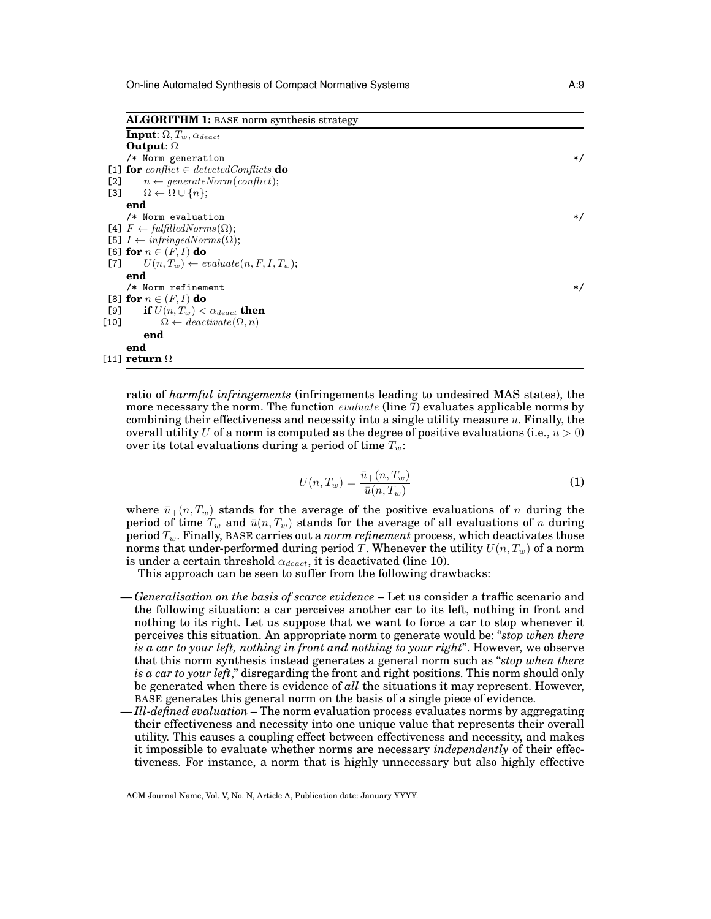**ALGORITHM 1:** BASE norm synthesis strategy

```
Input: Ω, T_w, α_deact
Output: Ω
     /* Norm generation                                          */
[1]  for conflict ∈ detectedConflicts do
[2]      n ← generateNorm(conflict);
[3]      Ω ← Ω ∪ {n};
     end
     /* Norm evaluation                                          */
[4]  F ← fulfilledNorms(Ω);
[5]  I ← infringedNorms(Ω);
[6]  for n ∈ (F, I) do
[7]      U(n, T_w) ← evaluate(n, F, I, T_w);
     end
     /* Norm refinement                                          */
[8]  for n ∈ (F, I) do
[9]      if U(n, T_w) < α_deact then
[10]         Ω ← deactivate(Ω, n)
         end
     end
[11] return Ω
```

ratio of *harmful infringements* (infringements leading to undesired MAS states), the more necessary the norm. The function *evaluate* (line 7) evaluates applicable norms by combining their effectiveness and necessity into a single utility measure $u$. Finally, the overall utility $U$ of a norm is computed as the degree of positive evaluations (i.e., $u > 0$) over its total evaluations during a period of time $T_w$:

$$U(n, T_w) = \frac{\bar{u}_+(n, T_w)}{\bar{u}(n, T_w)} \tag{1}$$

where $\bar{u}_+(n, T_w)$ stands for the average of the positive evaluations of $n$ during the period of time $T_w$ and $\bar{u}(n, T_w)$ stands for the average of all evaluations of $n$ during period $T_w$. Finally, BASE carries out a *norm refinement* process, which deactivates those norms that under-performed during period $T$. Whenever the utility $U(n, T_w)$ of a norm is under a certain threshold $\alpha_{deact}$, it is deactivated (line 10).

This approach can be seen to suffer from the following drawbacks:

— *Generalisation on the basis of scarce evidence* – Let us consider a traffic scenario and the following situation: a car perceives another car to its left, nothing in front and nothing to its right. Let us suppose that we want to force a car to stop whenever it perceives this situation. An appropriate norm to generate would be: "*stop when there is a car to your left, nothing in front and nothing to your right*". However, we observe that this norm synthesis instead generates a general norm such as "*stop when there is a car to your left*," disregarding the front and right positions. This norm should only be generated when there is evidence of *all* the situations it may represent. However, BASE generates this general norm on the basis of a single piece of evidence.

— *Ill-defined evaluation* – The norm evaluation process evaluates norms by aggregating their effectiveness and necessity into one unique value that represents their overall utility. This causes a coupling effect between effectiveness and necessity, and makes it impossible to evaluate whether norms are necessary *independently* of their effectiveness. For instance, a norm that is highly unnecessary but also highly effective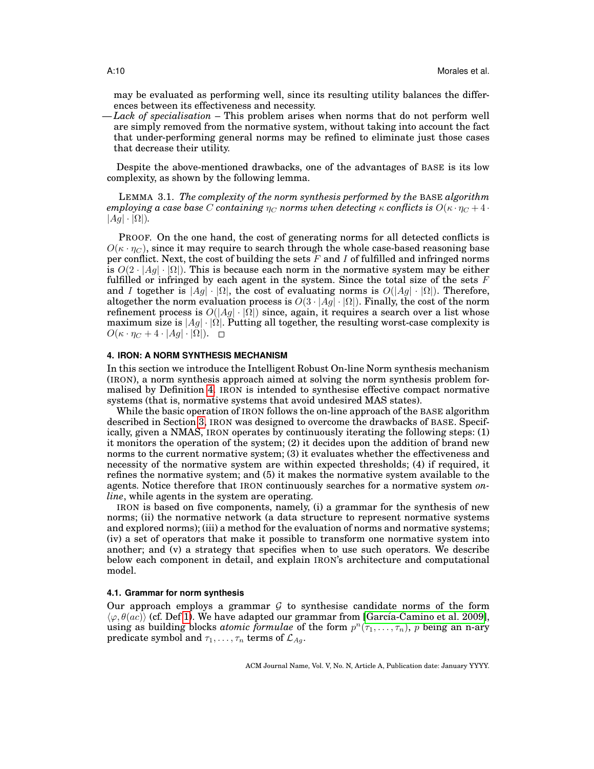may be evaluated as performing well, since its resulting utility balances the differences between its effectiveness and necessity.

— *Lack of specialisation* – This problem arises when norms that do not perform well are simply removed from the normative system, without taking into account the fact that under-performing general norms may be refined to eliminate just those cases that decrease their utility.

Despite the above-mentioned drawbacks, one of the advantages of BASE is its low complexity, as shown by the following lemma.

LEMMA 3.1. *The complexity of the norm synthesis performed by the* BASE *algorithm employing a case base* $C$ *containing* $\eta_C$ *norms when detecting* $\kappa$ *conflicts is* $O(\kappa \cdot \eta_C + 4 \cdot |Ag| \cdot |\Omega|)$.

PROOF. On the one hand, the cost of generating norms for all detected conflicts is $O(\kappa \cdot \eta_C)$, since it may require to search through the whole case-based reasoning base per conflict. Next, the cost of building the sets $F$ and $I$ of fulfilled and infringed norms is $O(2 \cdot |Ag| \cdot |\Omega|)$. This is because each norm in the normative system may be either fulfilled or infringed by each agent in the system. Since the total size of the sets $F$ and $I$ together is $|Ag| \cdot |\Omega|$, the cost of evaluating norms is $O(|Ag| \cdot |\Omega|)$. Therefore, altogether the norm evaluation process is $O(3 \cdot |Ag| \cdot |\Omega|)$. Finally, the cost of the norm refinement process is $O(|Ag| \cdot |\Omega|)$ since, again, it requires a search over a list whose maximum size is $|Ag| \cdot |\Omega|$. Putting all together, the resulting worst-case complexity is $O(\kappa \cdot \eta_C + 4 \cdot |Ag| \cdot |\Omega|)$. □

## 4. IRON: A NORM SYNTHESIS MECHANISM

In this section we introduce the Intelligent Robust On-line Norm synthesis mechanism (IRON), a norm synthesis approach aimed at solving the norm synthesis problem formalised by Definition 4. IRON is intended to synthesise effective compact normative systems (that is, normative systems that avoid undesired MAS states).

While the basic operation of IRON follows the on-line approach of the BASE algorithm described in Section 3, IRON was designed to overcome the drawbacks of BASE. Specifically, given a NMAS, IRON operates by continuously iterating the following steps: (1) it monitors the operation of the system; (2) it decides upon the addition of brand new norms to the current normative system; (3) it evaluates whether the effectiveness and necessity of the normative system are within expected thresholds; (4) if required, it refines the normative system; and (5) it makes the normative system available to the agents. Notice therefore that IRON continuously searches for a normative system *on-line*, while agents in the system are operating.

IRON is based on five components, namely, (i) a grammar for the synthesis of new norms; (ii) the normative network (a data structure to represent normative systems and explored norms); (iii) a method for the evaluation of norms and normative systems; (iv) a set of operators that make it possible to transform one normative system into another; and (v) a strategy that specifies when to use such operators. We describe below each component in detail, and explain IRON's architecture and computational model.

### 4.1. Grammar for norm synthesis

Our approach employs a grammar $\mathcal{G}$ to synthesise candidate norms of the form $\langle \varphi, \theta(ac) \rangle$ (cf. Def 1). We have adapted our grammar from [García-Camino et al. 2009], using as building blocks *atomic formulae* of the form $p^n(\tau_1, \ldots, \tau_n)$, $p$ being an n-ary predicate symbol and $\tau_1, \ldots, \tau_n$ terms of $\mathcal{L}_{Ag}$.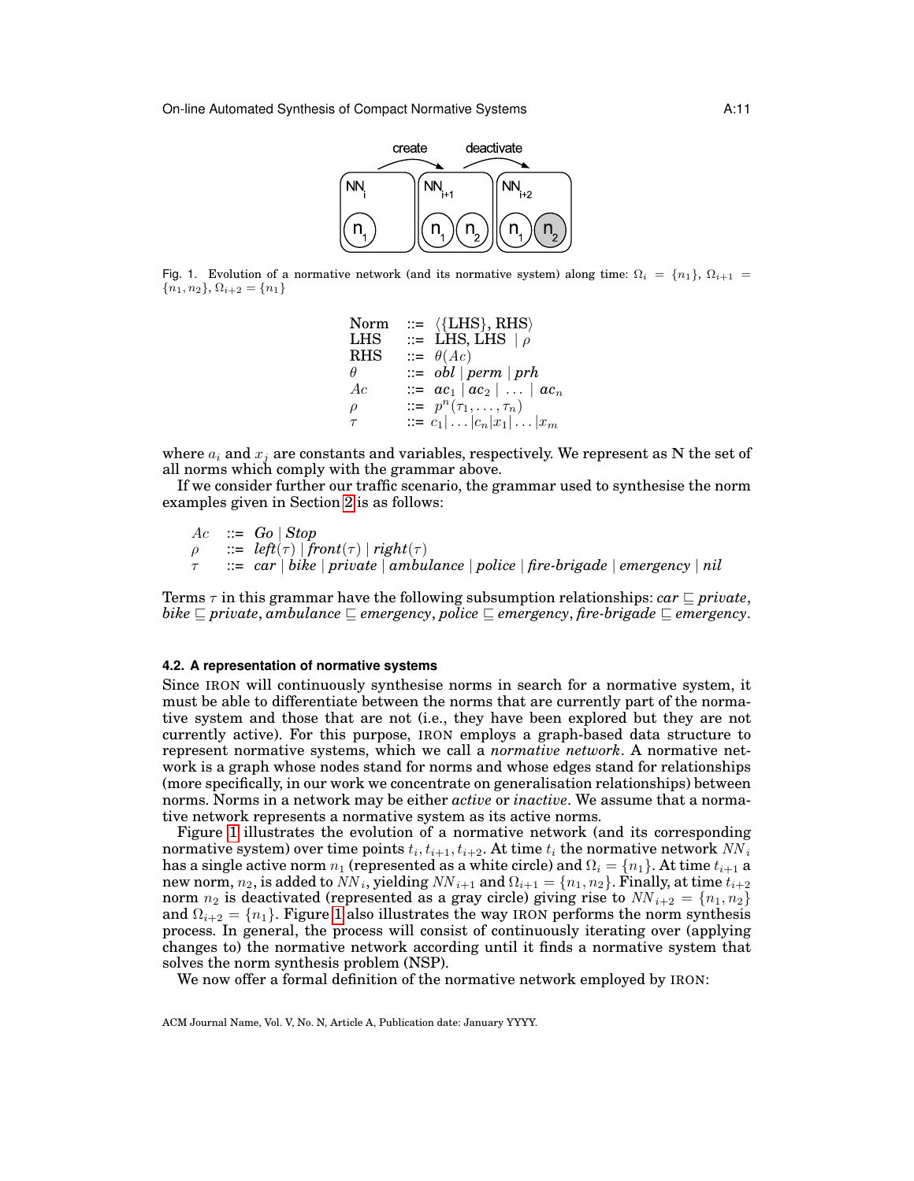Fig. 1. Evolution of a normative network (and its normative system) along time: $\Omega_i = \{n_1\}$, $\Omega_{i+1} = \{n_1, n_2\}$, $\Omega_{i+2} = \{n_1\}$

$$
\begin{array}{lcl}
\text{Norm} & ::= & \langle\{\text{LHS}\}, \text{RHS}\rangle \\
\text{LHS} & ::= & \text{LHS, LHS} \mid \rho \\
\text{RHS} & ::= & \theta(Ac) \\
\theta & ::= & \textit{obl} \mid \textit{perm} \mid \textit{prh} \\
Ac & ::= & \boldsymbol{ac_1} \mid \boldsymbol{ac_2} \mid \ldots \mid \boldsymbol{ac_n} \\
\rho & ::= & p^n(\tau_1, \ldots, \tau_n) \\
\tau & ::= & c_1 | \ldots | c_n | x_1 | \ldots | x_m
\end{array}
$$

where $a_i$ and $x_j$ are constants and variables, respectively. We represent as **N** the set of all norms which comply with the grammar above.

If we consider further our traffic scenario, the grammar used to synthesise the norm examples given in Section 2 is as follows:

$$
\begin{array}{lcl}
Ac & ::= & \textit{Go} \mid \textit{Stop} \\
\rho & ::= & \textit{left}(\tau) \mid \textit{front}(\tau) \mid \textit{right}(\tau) \\
\tau & ::= & \textit{car} \mid \textit{bike} \mid \textit{private} \mid \textit{ambulance} \mid \textit{police} \mid \textit{fire-brigade} \mid \textit{emergency} \mid \textit{nil}
\end{array}
$$

Terms $\tau$ in this grammar have the following subsumption relationships: $\textit{car} \sqsubseteq \textit{private}$, $\textit{bike} \sqsubseteq \textit{private}$, $\textit{ambulance} \sqsubseteq \textit{emergency}$, $\textit{police} \sqsubseteq \textit{emergency}$, $\textit{fire-brigade} \sqsubseteq \textit{emergency}$.

### 4.2. A representation of normative systems

Since IRON will continuously synthesise norms in search for a normative system, it must be able to differentiate between the norms that are currently part of the normative system and those that are not (i.e., they have been explored but they are not currently active). For this purpose, IRON employs a graph-based data structure to represent normative systems, which we call a *normative network*. A normative network is a graph whose nodes stand for norms and whose edges stand for relationships (more specifically, in our work we concentrate on generalisation relationships) between norms. Norms in a network may be either *active* or *inactive*. We assume that a normative network represents a normative system as its active norms.

Figure 1 illustrates the evolution of a normative network (and its corresponding normative system) over time points $t_i, t_{i+1}, t_{i+2}$. At time $t_i$ the normative network $NN_i$ has a single active norm $n_1$ (represented as a white circle) and $\Omega_i = \{n_1\}$. At time $t_{i+1}$ a new norm, $n_2$, is added to $NN_i$, yielding $NN_{i+1}$ and $\Omega_{i+1} = \{n_1, n_2\}$. Finally, at time $t_{i+2}$ norm $n_2$ is deactivated (represented as a gray circle) giving rise to $NN_{i+2} = \{n_1, n_2\}$ and $\Omega_{i+2} = \{n_1\}$. Figure 1 also illustrates the way IRON performs the norm synthesis process. In general, the process will consist of continuously iterating over (applying changes to) the normative network according until it finds a normative system that solves the norm synthesis problem (NSP).

We now offer a formal definition of the normative network employed by IRON: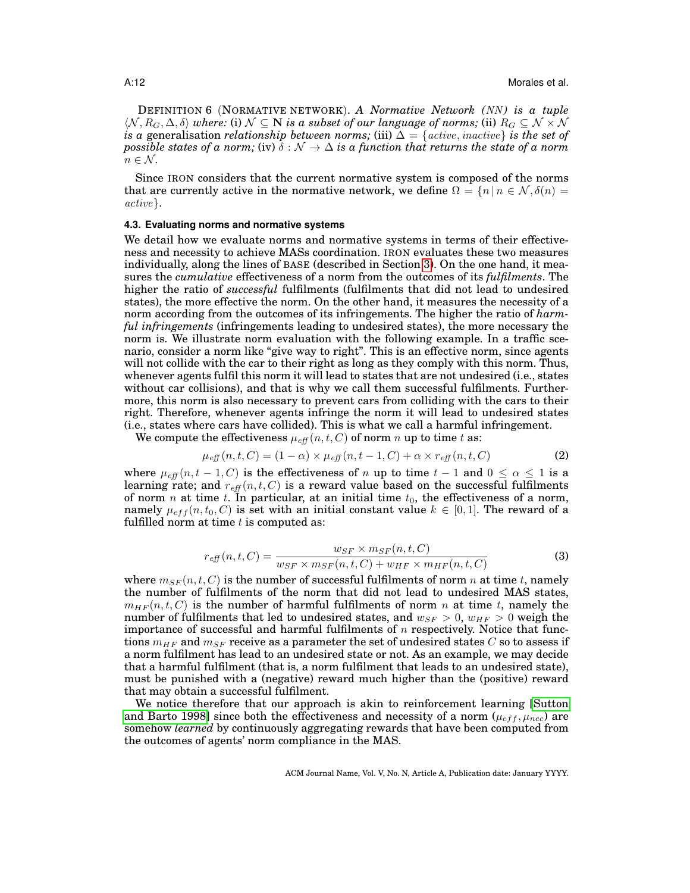DEFINITION 6 (NORMATIVE NETWORK). *A Normative Network (NN) is a tuple* $\langle \mathcal{N}, R_G, \Delta, \delta \rangle$ *where:* (i) $\mathcal{N} \subseteq \mathbf{N}$ *is a subset of our language of norms;* (ii) $R_G \subseteq \mathcal{N} \times \mathcal{N}$ *is a* generalisation *relationship between norms;* (iii) $\Delta = \{active, inactive\}$ *is the set of possible states of a norm;* (iv) $\delta : \mathcal{N} \rightarrow \Delta$ *is a function that returns the state of a norm* $n \in \mathcal{N}$.

Since IRON considers that the current normative system is composed of the norms that are currently active in the normative network, we define $\Omega = \{n \,|\, n \in \mathcal{N}, \delta(n) = active\}$.

### 4.3. Evaluating norms and normative systems

We detail how we evaluate norms and normative systems in terms of their effectiveness and necessity to achieve MASs coordination. IRON evaluates these two measures individually, along the lines of BASE (described in Section 3). On the one hand, it measures the *cumulative* effectiveness of a norm from the outcomes of its *fulfilments*. The higher the ratio of *successful* fulfilments (fulfilments that did not lead to undesired states), the more effective the norm. On the other hand, it measures the necessity of a norm according from the outcomes of its infringements. The higher the ratio of *harmful infringements* (infringements leading to undesired states), the more necessary the norm is. We illustrate norm evaluation with the following example. In a traffic scenario, consider a norm like "give way to right". This is an effective norm, since agents will not collide with the car to their right as long as they comply with this norm. Thus, whenever agents fulfil this norm it will lead to states that are not undesired (i.e., states without car collisions), and that is why we call them successful fulfilments. Furthermore, this norm is also necessary to prevent cars from colliding with the cars to their right. Therefore, whenever agents infringe the norm it will lead to undesired states (i.e., states where cars have collided). This is what we call a harmful infringement.

We compute the effectiveness $\mu_{\mathit{eff}}(n, t, C)$ of norm $n$ up to time $t$ as:

$$\mu_{\mathit{eff}}(n, t, C) = (1 - \alpha) \times \mu_{\mathit{eff}}(n, t-1, C) + \alpha \times r_{\mathit{eff}}(n, t, C) \tag{2}$$

where $\mu_{\mathit{eff}}(n, t-1, C)$ is the effectiveness of $n$ up to time $t-1$ and $0 \leq \alpha \leq 1$ is a learning rate; and $r_{\mathit{eff}}(n, t, C)$ is a reward value based on the successful fulfilments of norm $n$ at time $t$. In particular, at an initial time $t_0$, the effectiveness of a norm, namely $\mu_{eff}(n, t_0, C)$ is set with an initial constant value $k \in [0, 1]$. The reward of a fulfilled norm at time $t$ is computed as:

$$r_{\mathit{eff}}(n, t, C) = \frac{w_{SF} \times m_{SF}(n, t, C)}{w_{SF} \times m_{SF}(n, t, C) + w_{HF} \times m_{HF}(n, t, C)} \tag{3}$$

where $m_{SF}(n, t, C)$ is the number of successful fulfilments of norm $n$ at time $t$, namely the number of fulfilments of the norm that did not lead to undesired MAS states, $m_{HF}(n, t, C)$ is the number of harmful fulfilments of norm $n$ at time $t$, namely the number of fulfilments that led to undesired states, and $w_{SF} > 0$, $w_{HF} > 0$ weigh the importance of successful and harmful fulfilments of $n$ respectively. Notice that functions $m_{HF}$ and $m_{SF}$ receive as a parameter the set of undesired states $C$ so to assess if a norm fulfilment has lead to an undesired state or not. As an example, we may decide that a harmful fulfilment (that is, a norm fulfilment that leads to an undesired state), must be punished with a (negative) reward much higher than the (positive) reward that may obtain a successful fulfilment.

We notice therefore that our approach is akin to reinforcement learning [Sutton and Barto 1998] since both the effectiveness and necessity of a norm ($\mu_{eff}, \mu_{nec}$) are somehow *learned* by continuously aggregating rewards that have been computed from the outcomes of agents' norm compliance in the MAS.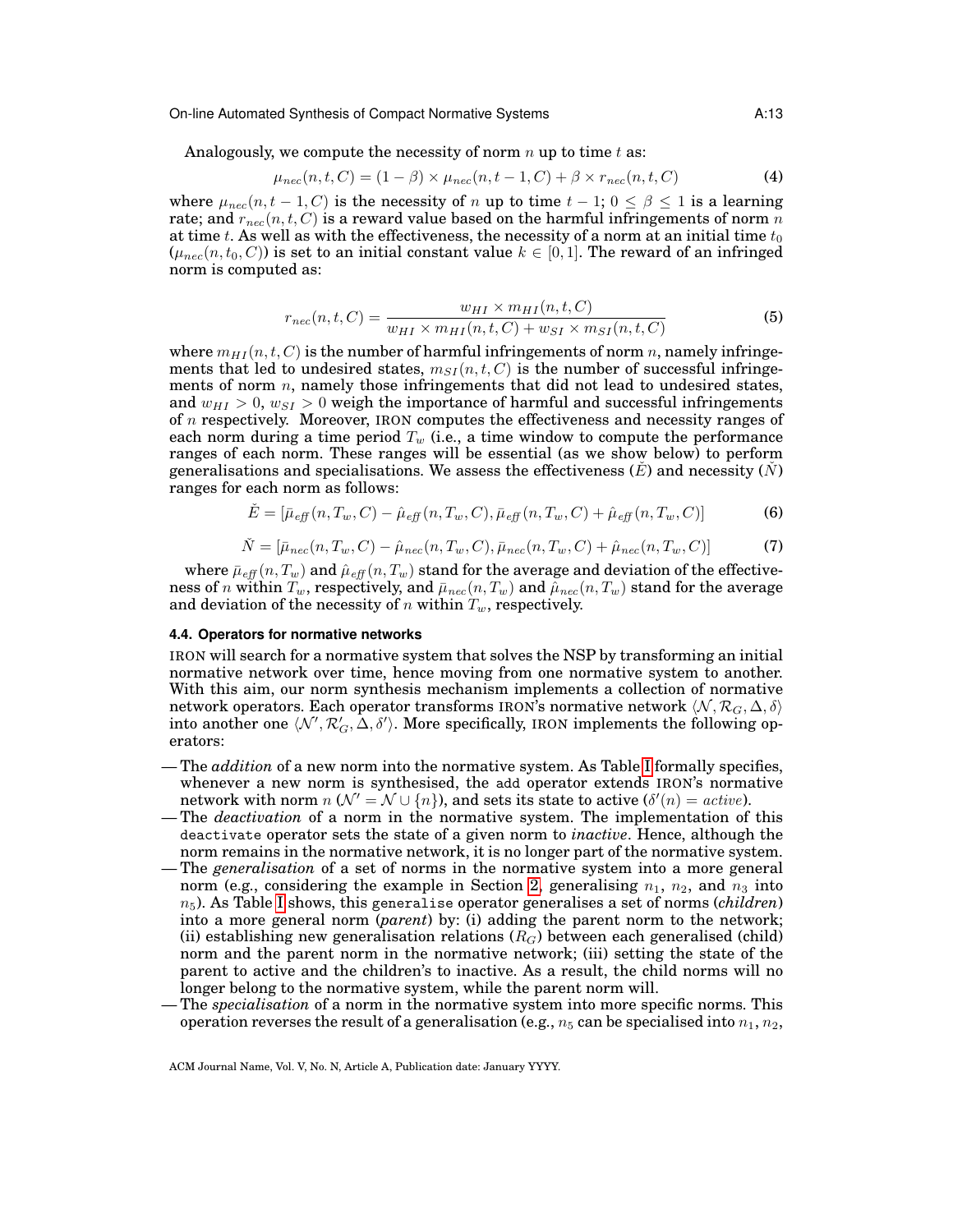Analogously, we compute the necessity of norm $n$ up to time $t$ as:

$$\mu_{nec}(n,t,C) = (1-\beta) \times \mu_{nec}(n,t-1,C) + \beta \times r_{nec}(n,t,C) \tag{4}$$

where $\mu_{nec}(n,t-1,C)$ is the necessity of $n$ up to time $t-1$; $0 \leq \beta \leq 1$ is a learning rate; and $r_{nec}(n,t,C)$ is a reward value based on the harmful infringements of norm $n$ at time $t$. As well as with the effectiveness, the necessity of a norm at an initial time $t_0$ ($\mu_{nec}(n,t_0,C)$) is set to an initial constant value $k \in [0,1]$. The reward of an infringed norm is computed as:

$$r_{nec}(n,t,C) = \frac{w_{HI} \times m_{HI}(n,t,C)}{w_{HI} \times m_{HI}(n,t,C) + w_{SI} \times m_{SI}(n,t,C)} \tag{5}$$

where $m_{HI}(n,t,C)$ is the number of harmful infringements of norm $n$, namely infringements that led to undesired states, $m_{SI}(n,t,C)$ is the number of successful infringements of norm $n$, namely those infringements that did not lead to undesired states, and $w_{HI} > 0$, $w_{SI} > 0$ weigh the importance of harmful and successful infringements of $n$ respectively. Moreover, IRON computes the effectiveness and necessity ranges of each norm during a time period $T_w$ (i.e., a time window to compute the performance ranges of each norm. These ranges will be essential (as we show below) to perform generalisations and specialisations. We assess the effectiveness ($\check{E}$) and necessity ($\check{N}$) ranges for each norm as follows:

$$\check{E} = [\bar{\mu}_{eff}(n,T_w,C) - \hat{\mu}_{eff}(n,T_w,C), \bar{\mu}_{eff}(n,T_w,C) + \hat{\mu}_{eff}(n,T_w,C)] \tag{6}$$

$$\check{N} = [\bar{\mu}_{nec}(n,T_w,C) - \hat{\mu}_{nec}(n,T_w,C), \bar{\mu}_{nec}(n,T_w,C) + \hat{\mu}_{nec}(n,T_w,C)] \tag{7}$$

where $\bar{\mu}_{eff}(n,T_w)$ and $\hat{\mu}_{eff}(n,T_w)$ stand for the average and deviation of the effectiveness of $n$ within $T_w$, respectively, and $\bar{\mu}_{nec}(n,T_w)$ and $\hat{\mu}_{nec}(n,T_w)$ stand for the average and deviation of the necessity of $n$ within $T_w$, respectively.

### 4.4. Operators for normative networks

IRON will search for a normative system that solves the NSP by transforming an initial normative network over time, hence moving from one normative system to another. With this aim, our norm synthesis mechanism implements a collection of normative network operators. Each operator transforms IRON's normative network $\langle \mathcal{N}, \mathcal{R}_G, \Delta, \delta \rangle$ into another one $\langle \mathcal{N}', \mathcal{R}'_G, \Delta, \delta' \rangle$. More specifically, IRON implements the following operators:

- The *addition* of a new norm into the normative system. As Table I formally specifies, whenever a new norm is synthesised, the `add` operator extends IRON's normative network with norm $n$ ($\mathcal{N}' = \mathcal{N} \cup \{n\}$), and sets its state to active ($\delta'(n) = active$).
- The *deactivation* of a norm in the normative system. The implementation of this `deactivate` operator sets the state of a given norm to *inactive*. Hence, although the norm remains in the normative network, it is no longer part of the normative system.
- The *generalisation* of a set of norms in the normative system into a more general norm (e.g., considering the example in Section 2, generalising $n_1$, $n_2$, and $n_3$ into $n_5$). As Table I shows, this `generalise` operator generalises a set of norms (*children*) into a more general norm (*parent*) by: (i) adding the parent norm to the network; (ii) establishing new generalisation relations ($R_G$) between each generalised (child) norm and the parent norm in the normative network; (iii) setting the state of the parent to active and the children's to inactive. As a result, the child norms will no longer belong to the normative system, while the parent norm will.
- The *specialisation* of a norm in the normative system into more specific norms. This operation reverses the result of a generalisation (e.g., $n_5$ can be specialised into $n_1$, $n_2$,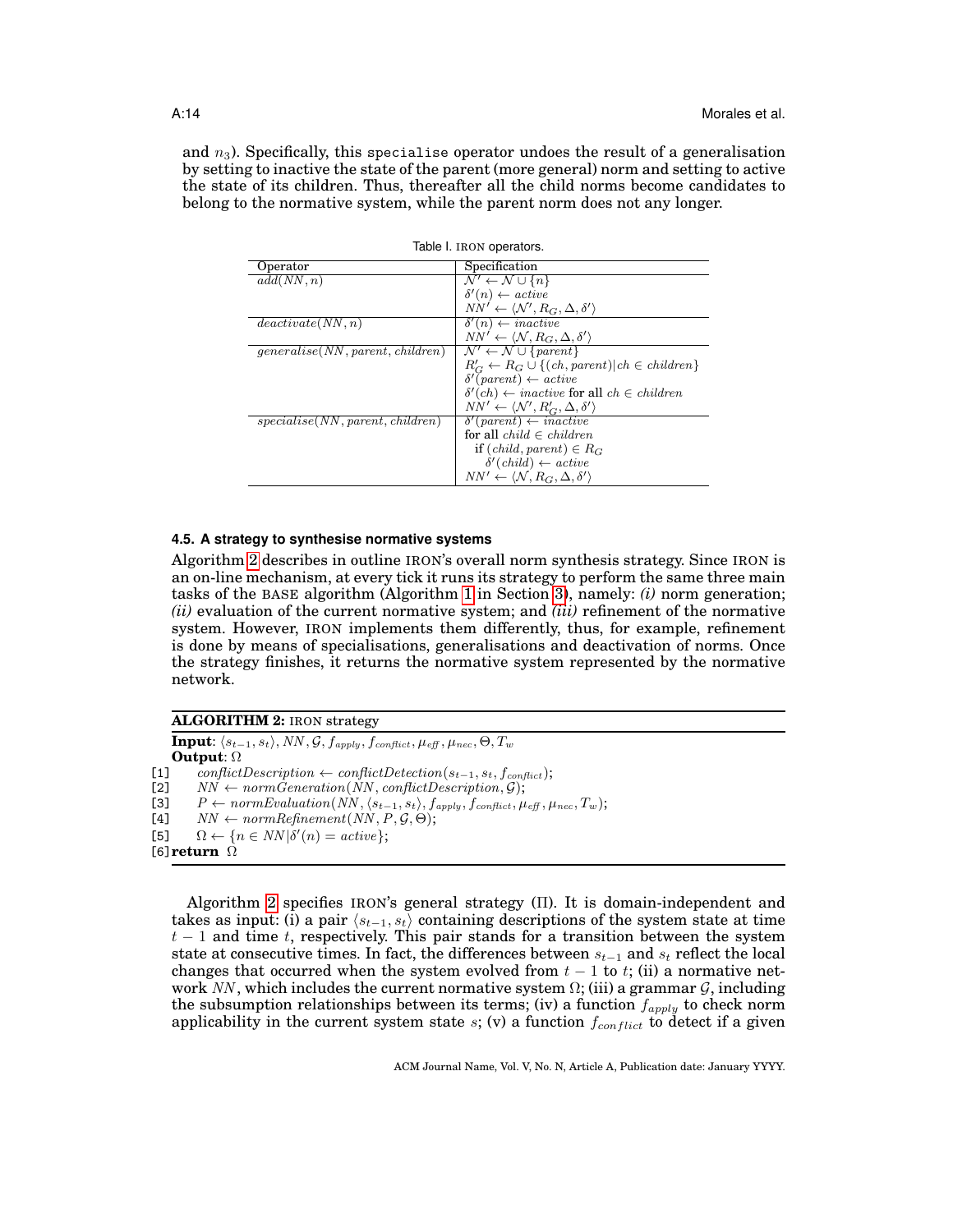and $n_3$). Specifically, this `specialise` operator undoes the result of a generalisation by setting to inactive the state of the parent (more general) norm and setting to active the state of its children. Thus, thereafter all the child norms become candidates to belong to the normative system, while the parent norm does not any longer.

Table I. IRON operators.

| Operator | Specification |
|---|---|
| $add(NN, n)$ | $\mathcal{N}' \leftarrow \mathcal{N} \cup \{n\}$<br>$\delta'(n) \leftarrow active$<br>$NN' \leftarrow \langle \mathcal{N}', R_G, \Delta, \delta' \rangle$ |
| $deactivate(NN, n)$ | $\delta'(n) \leftarrow inactive$<br>$NN' \leftarrow \langle \mathcal{N}, R_G, \Delta, \delta' \rangle$ |
| $generalise(NN, parent, children)$ | $\mathcal{N}' \leftarrow \mathcal{N} \cup \{parent\}$<br>$R_G' \leftarrow R_G \cup \{(ch, parent) \mid ch \in children\}$<br>$\delta'(parent) \leftarrow active$<br>$\delta'(ch) \leftarrow inactive$ for all $ch \in children$<br>$NN' \leftarrow \langle \mathcal{N}', R_G', \Delta, \delta' \rangle$ |
| $specialise(NN, parent, children)$ | $\delta'(parent) \leftarrow inactive$<br>for all $child \in children$<br>if $(child, parent) \in R_G$<br>$\delta'(child) \leftarrow active$<br>$NN' \leftarrow \langle \mathcal{N}, R_G, \Delta, \delta' \rangle$ |

### 4.5. A strategy to synthesise normative systems

Algorithm 2 describes in outline IRON's overall norm synthesis strategy. Since IRON is an on-line mechanism, at every tick it runs its strategy to perform the same three main tasks of the BASE algorithm (Algorithm 1 in Section 3), namely: *(i)* norm generation; *(ii)* evaluation of the current normative system; and *(iii)* refinement of the normative system. However, IRON implements them differently, thus, for example, refinement is done by means of specialisations, generalisations and deactivation of norms. Once the strategy finishes, it returns the normative system represented by the normative network.

---

**ALGORITHM 2:** IRON strategy

**Input**: $\langle s_{t-1}, s_t \rangle, NN, \mathcal{G}, f_{apply}, f_{conflict}, \mu_{eff}, \mu_{nec}, \Theta, T_w$
**Output**: $\Omega$

[1] $conflictDescription \leftarrow conflictDetection(s_{t-1}, s_t, f_{conflict})$;
[2] $NN \leftarrow normGeneration(NN, conflictDescription, \mathcal{G})$;
[3] $P \leftarrow normEvaluation(NN, \langle s_{t-1}, s_t \rangle, f_{apply}, f_{conflict}, \mu_{eff}, \mu_{nec}, T_w)$;
[4] $NN \leftarrow normRefinement(NN, P, \mathcal{G}, \Theta)$;
[5] $\Omega \leftarrow \{n \in NN \mid \delta'(n) = active\}$;
[6] **return** $\Omega$

---

Algorithm 2 specifies IRON's general strategy ($\Pi$). It is domain-independent and takes as input: (i) a pair $\langle s_{t-1}, s_t \rangle$ containing descriptions of the system state at time $t-1$ and time $t$, respectively. This pair stands for a transition between the system state at consecutive times. In fact, the differences between $s_{t-1}$ and $s_t$ reflect the local changes that occurred when the system evolved from $t-1$ to $t$; (ii) a normative network $NN$, which includes the current normative system $\Omega$; (iii) a grammar $\mathcal{G}$, including the subsumption relationships between its terms; (iv) a function $f_{apply}$ to check norm applicability in the current system state $s$; (v) a function $f_{conflict}$ to detect if a given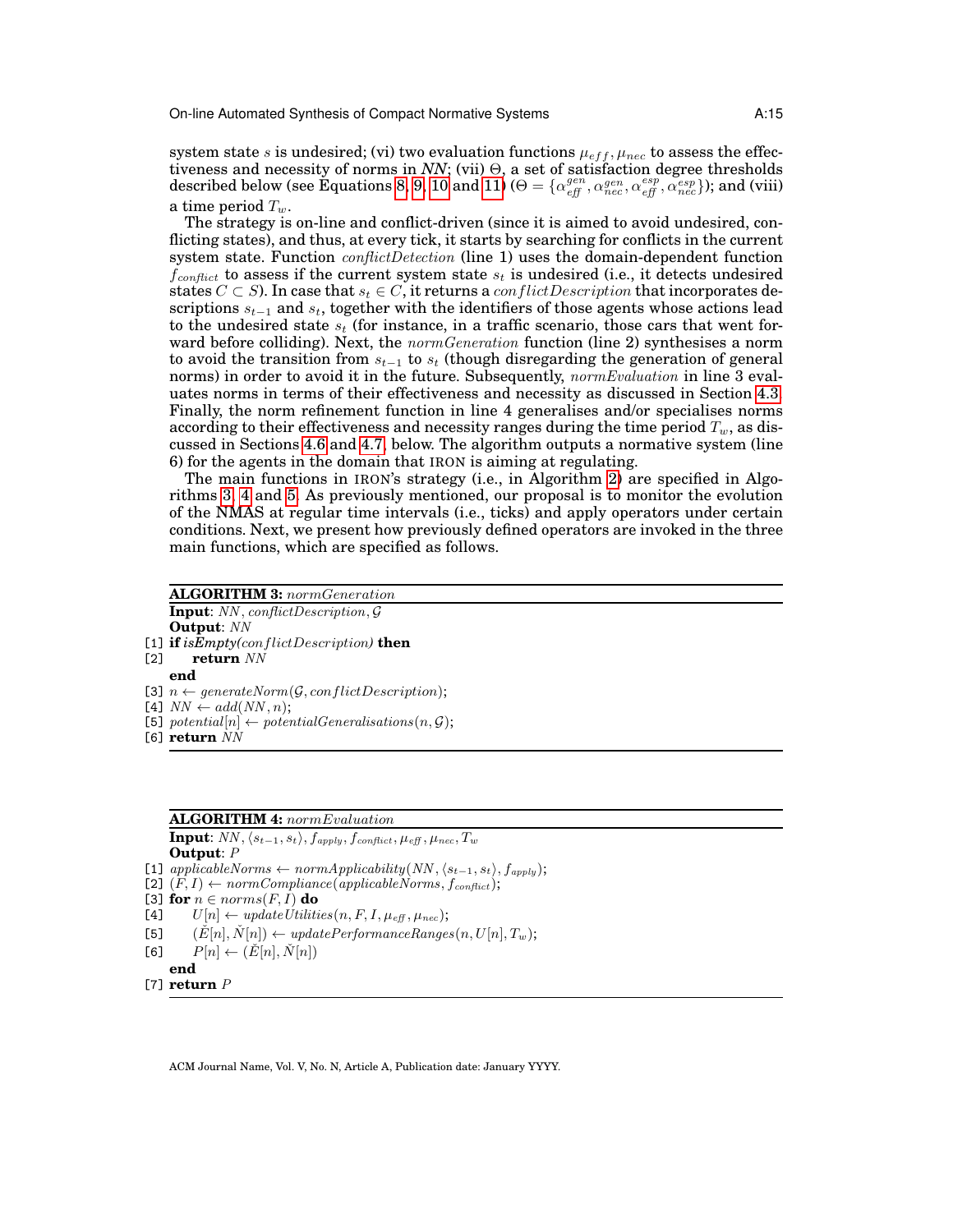system state $s$ is undesired; (vi) two evaluation functions $\mu_{eff}, \mu_{nec}$ to assess the effectiveness and necessity of norms in *NN*; (vii) $\Theta$, a set of satisfaction degree thresholds described below (see Equations 8, 9, 10 and 11) ($\Theta = \{\alpha_{eff}^{gen}, \alpha_{nec}^{gen}, \alpha_{eff}^{esp}, \alpha_{nec}^{esp}\}$); and (viii) a time period $T_w$.

The strategy is on-line and conflict-driven (since it is aimed to avoid undesired, conflicting states), and thus, at every tick, it starts by searching for conflicts in the current system state. Function *conflictDetection* (line 1) uses the domain-dependent function $f_{conflict}$ to assess if the current system state $s_t$ is undesired (i.e., it detects undesired states $C \subset S$). In case that $s_t \in C$, it returns a *conflictDescription* that incorporates descriptions $s_{t-1}$ and $s_t$, together with the identifiers of those agents whose actions lead to the undesired state $s_t$ (for instance, in a traffic scenario, those cars that went forward before colliding). Next, the *normGeneration* function (line 2) synthesises a norm to avoid the transition from $s_{t-1}$ to $s_t$ (though disregarding the generation of general norms) in order to avoid it in the future. Subsequently, *normEvaluation* in line 3 evaluates norms in terms of their effectiveness and necessity as discussed in Section 4.3. Finally, the norm refinement function in line 4 generalises and/or specialises norms according to their effectiveness and necessity ranges during the time period $T_w$, as discussed in Sections 4.6 and 4.7, below. The algorithm outputs a normative system (line 6) for the agents in the domain that IRON is aiming at regulating.

The main functions in IRON's strategy (i.e., in Algorithm 2) are specified in Algorithms 3, 4 and 5. As previously mentioned, our proposal is to monitor the evolution of the NMAS at regular time intervals (i.e., ticks) and apply operators under certain conditions. Next, we present how previously defined operators are invoked in the three main functions, which are specified as follows.

---

**ALGORITHM 3:** *normGeneration*

**Input**: $NN, conflictDescription, \mathcal{G}$
**Output**: $NN$

[1] **if** *isEmpty*($conflictDescription$) **then**
[2] &nbsp;&nbsp;&nbsp;&nbsp;**return** $NN$
&nbsp;&nbsp;&nbsp;&nbsp;**end**
[3] $n \leftarrow generateNorm(\mathcal{G}, conflictDescription)$;
[4] $NN \leftarrow add(NN, n)$;
[5] $potential[n] \leftarrow potentialGeneralisations(n, \mathcal{G})$;
[6] **return** $NN$

---

**ALGORITHM 4:** *normEvaluation*

**Input**: $NN, \langle s_{t-1}, s_t \rangle, f_{apply}, f_{conflict}, \mu_{eff}, \mu_{nec}, T_w$
**Output**: $P$

[1] $applicableNorms \leftarrow normApplicability(NN, \langle s_{t-1}, s_t \rangle, f_{apply})$;
[2] $(F, I) \leftarrow normCompliance(applicableNorms, f_{conflict})$;
[3] **for** $n \in norms(F, I)$ **do**
[4] &nbsp;&nbsp;&nbsp;&nbsp;$U[n] \leftarrow updateUtilities(n, F, I, \mu_{eff}, \mu_{nec})$;
[5] &nbsp;&nbsp;&nbsp;&nbsp;$(\check{E}[n], \check{N}[n]) \leftarrow updatePerformanceRanges(n, U[n], T_w)$;
[6] &nbsp;&nbsp;&nbsp;&nbsp;$P[n] \leftarrow (\check{E}[n], \check{N}[n])$
&nbsp;&nbsp;&nbsp;&nbsp;**end**
[7] **return** $P$

---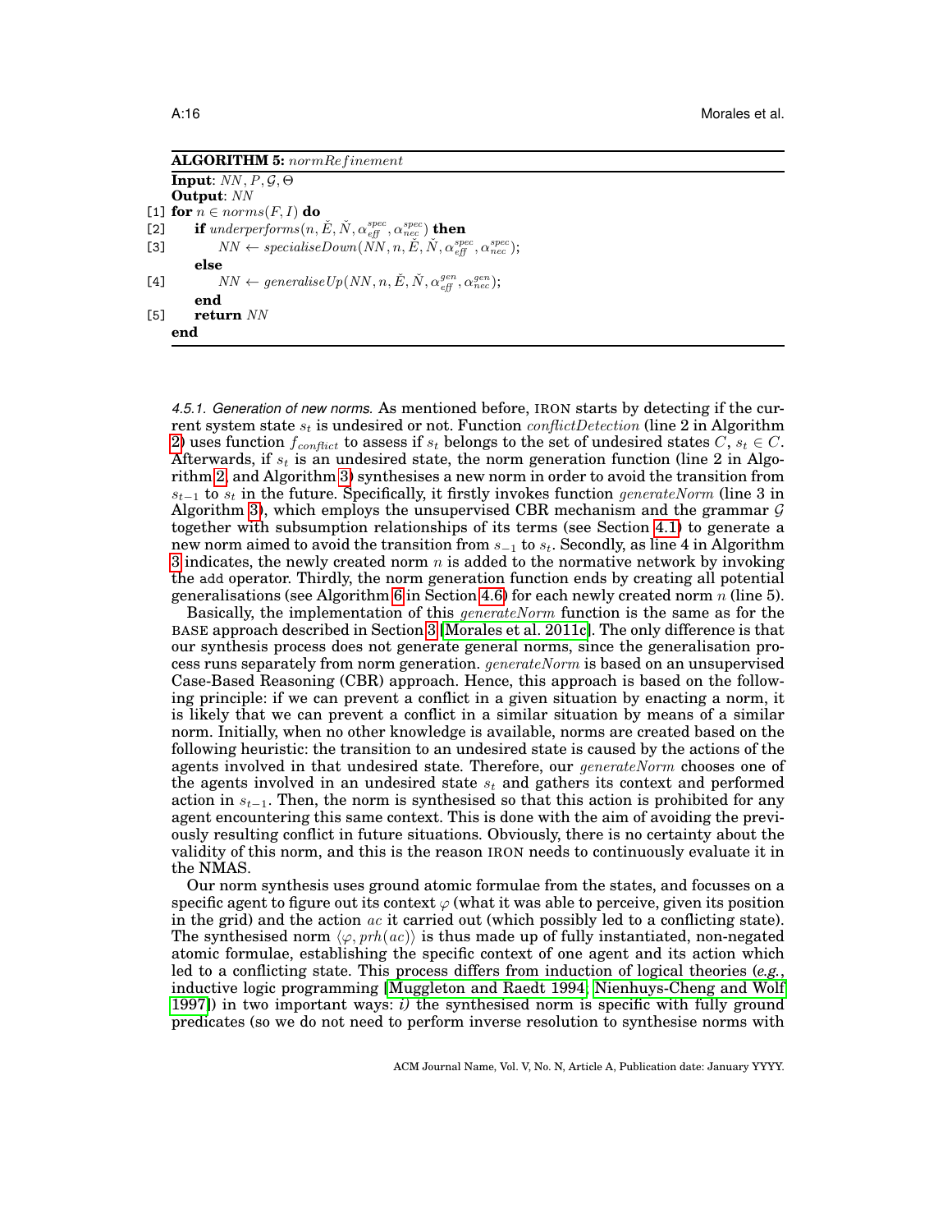**ALGORITHM 5:** *normRefinement*

```
Input: NN, P, 𝒢, Θ
Output: NN
[1] for n ∈ norms(F, I) do
[2]     if underperforms(n, Ě, Ň, α_eff^spec, α_nec^spec) then
[3]         NN ← specialiseDown(NN, n, Ě, Ň, α_eff^spec, α_nec^spec);
        else
[4]         NN ← generaliseUp(NN, n, Ě, Ň, α_eff^gen, α_nec^gen);
        end
[5]     return NN
    end
```

#### 4.5.1. Generation of new norms.

As mentioned before, IRON starts by detecting if the current system state $s_t$ is undesired or not. Function *conflictDetection* (line 2 in Algorithm 2) uses function $f_{conflict}$ to assess if $s_t$ belongs to the set of undesired states $C$, $s_t \in C$. Afterwards, if $s_t$ is an undesired state, the norm generation function (line 2 in Algorithm 2, and Algorithm 3) synthesises a new norm in order to avoid the transition from $s_{t-1}$ to $s_t$ in the future. Specifically, it firstly invokes function *generateNorm* (line 3 in Algorithm 3), which employs the unsupervised CBR mechanism and the grammar $\mathcal{G}$ together with subsumption relationships of its terms (see Section 4.1) to generate a new norm aimed to avoid the transition from $s_{-1}$ to $s_t$. Secondly, as line 4 in Algorithm 3 indicates, the newly created norm $n$ is added to the normative network by invoking the add operator. Thirdly, the norm generation function ends by creating all potential generalisations (see Algorithm 6 in Section 4.6) for each newly created norm $n$ (line 5).

Basically, the implementation of this *generateNorm* function is the same as for the BASE approach described in Section 3 [Morales et al. 2011c]. The only difference is that our synthesis process does not generate general norms, since the generalisation process runs separately from norm generation. *generateNorm* is based on an unsupervised Case-Based Reasoning (CBR) approach. Hence, this approach is based on the following principle: if we can prevent a conflict in a given situation by enacting a norm, it is likely that we can prevent a conflict in a similar situation by means of a similar norm. Initially, when no other knowledge is available, norms are created based on the following heuristic: the transition to an undesired state is caused by the actions of the agents involved in that undesired state. Therefore, our *generateNorm* chooses one of the agents involved in an undesired state $s_t$ and gathers its context and performed action in $s_{t-1}$. Then, the norm is synthesised so that this action is prohibited for any agent encountering this same context. This is done with the aim of avoiding the previously resulting conflict in future situations. Obviously, there is no certainty about the validity of this norm, and this is the reason IRON needs to continuously evaluate it in the NMAS.

Our norm synthesis uses ground atomic formulae from the states, and focusses on a specific agent to figure out its context $\varphi$ (what it was able to perceive, given its position in the grid) and the action $ac$ it carried out (which possibly led to a conflicting state). The synthesised norm $\langle \varphi, prh(ac) \rangle$ is thus made up of fully instantiated, non-negated atomic formulae, establishing the specific context of one agent and its action which led to a conflicting state. This process differs from induction of logical theories (*e.g.*, inductive logic programming [Muggleton and Raedt 1994; Nienhuys-Cheng and Wolf 1997]) in two important ways: *i)* the synthesised norm is specific with fully ground predicates (so we do not need to perform inverse resolution to synthesise norms with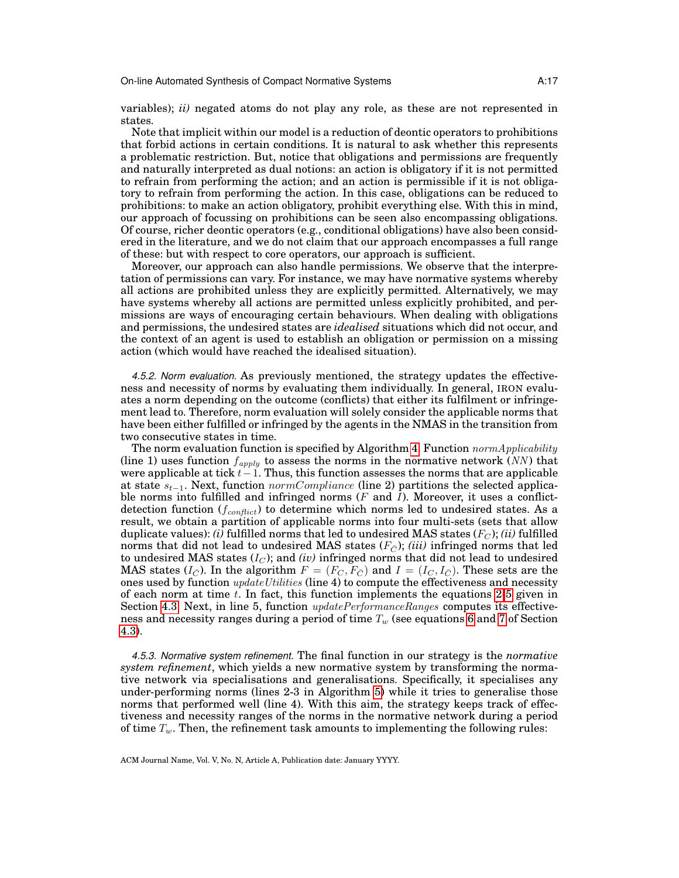variables); *ii)* negated atoms do not play any role, as these are not represented in states.

Note that implicit within our model is a reduction of deontic operators to prohibitions that forbid actions in certain conditions. It is natural to ask whether this represents a problematic restriction. But, notice that obligations and permissions are frequently and naturally interpreted as dual notions: an action is obligatory if it is not permitted to refrain from performing the action; and an action is permissible if it is not obligatory to refrain from performing the action. In this case, obligations can be reduced to prohibitions: to make an action obligatory, prohibit everything else. With this in mind, our approach of focussing on prohibitions can be seen also encompassing obligations. Of course, richer deontic operators (e.g., conditional obligations) have also been considered in the literature, and we do not claim that our approach encompasses a full range of these: but with respect to core operators, our approach is sufficient.

Moreover, our approach can also handle permissions. We observe that the interpretation of permissions can vary. For instance, we may have normative systems whereby all actions are prohibited unless they are explicitly permitted. Alternatively, we may have systems whereby all actions are permitted unless explicitly prohibited, and permissions are ways of encouraging certain behaviours. When dealing with obligations and permissions, the undesired states are *idealised* situations which did not occur, and the context of an agent is used to establish an obligation or permission on a missing action (which would have reached the idealised situation).

*4.5.2. Norm evaluation.* As previously mentioned, the strategy updates the effectiveness and necessity of norms by evaluating them individually. In general, IRON evaluates a norm depending on the outcome (conflicts) that either its fulfilment or infringement lead to. Therefore, norm evaluation will solely consider the applicable norms that have been either fulfilled or infringed by the agents in the NMAS in the transition from two consecutive states in time.

The norm evaluation function is specified by Algorithm 4. Function $normApplicability$ (line 1) uses function $f_{apply}$ to assess the norms in the normative network ($NN$) that were applicable at tick $t-1$. Thus, this function assesses the norms that are applicable at state $s_{t-1}$. Next, function $normCompliance$ (line 2) partitions the selected applicable norms into fulfilled and infringed norms ($F$ and $I$). Moreover, it uses a conflict-detection function ($f_{conflict}$) to determine which norms led to undesired states. As a result, we obtain a partition of applicable norms into four multi-sets (sets that allow duplicate values): *(i)* fulfilled norms that led to undesired MAS states ($F_C$); *(ii)* fulfilled norms that did not lead to undesired MAS states ($F_{\bar{C}}$); *(iii)* infringed norms that led to undesired MAS states ($I_C$); and *(iv)* infringed norms that did not lead to undesired MAS states ($I_{\bar{C}}$). In the algorithm $F = (F_C, F_{\bar{C}})$ and $I = (I_C, I_{\bar{C}})$. These sets are the ones used by function $updateUtilities$ (line 4) to compute the effectiveness and necessity of each norm at time $t$. In fact, this function implements the equations 2-5 given in Section 4.3. Next, in line 5, function $updatePerformanceRanges$ computes its effectiveness and necessity ranges during a period of time $T_w$ (see equations 6 and 7 of Section 4.3).

*4.5.3. Normative system refinement.* The final function in our strategy is the *normative system refinement*, which yields a new normative system by transforming the normative network via specialisations and generalisations. Specifically, it specialises any under-performing norms (lines 2-3 in Algorithm 5) while it tries to generalise those norms that performed well (line 4). With this aim, the strategy keeps track of effectiveness and necessity ranges of the norms in the normative network during a period of time $T_w$. Then, the refinement task amounts to implementing the following rules: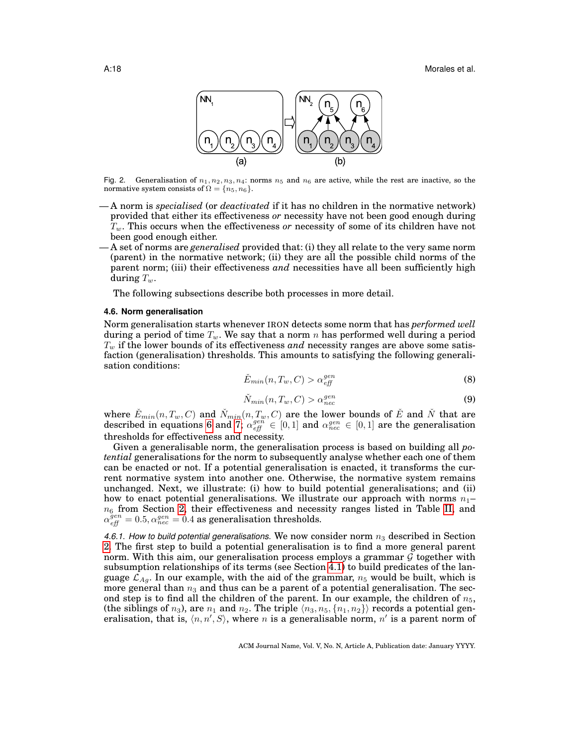Fig. 2. Generalisation of $n_1, n_2, n_3, n_4$: norms $n_5$ and $n_6$ are active, while the rest are inactive, so the normative system consists of $\Omega = \{n_5, n_6\}$.

— A norm is *specialised* (or *deactivated* if it has no children in the normative network) provided that either its effectiveness *or* necessity have not been good enough during $T_w$. This occurs when the effectiveness *or* necessity of some of its children have not been good enough either.

— A set of norms are *generalised* provided that: (i) they all relate to the very same norm (parent) in the normative network; (ii) they are all the possible child norms of the parent norm; (iii) their effectiveness *and* necessities have all been sufficiently high during $T_w$.

The following subsections describe both processes in more detail.

### 4.6. Norm generalisation

Norm generalisation starts whenever IRON detects some norm that has *performed well* during a period of time $T_w$. We say that a norm $n$ has performed well during a period $T_w$ if the lower bounds of its effectiveness *and* necessity ranges are above some satisfaction (generalisation) thresholds. This amounts to satisfying the following generalisation conditions:

$$\check{E}_{min}(n, T_w, C) > \alpha_{eff}^{gen} \tag{8}$$

$$\check{N}_{min}(n, T_w, C) > \alpha_{nec}^{gen} \tag{9}$$

where $\check{E}_{min}(n, T_w, C)$ and $\check{N}_{min}(n, T_w, C)$ are the lower bounds of $\check{E}$ and $\check{N}$ that are described in equations 6 and 7; $\alpha_{eff}^{gen} \in [0, 1]$ and $\alpha_{nec}^{gen} \in [0, 1]$ are the generalisation thresholds for effectiveness and necessity.

Given a generalisable norm, the generalisation process is based on building all *potential* generalisations for the norm to subsequently analyse whether each one of them can be enacted or not. If a potential generalisation is enacted, it transforms the current normative system into another one. Otherwise, the normative system remains unchanged. Next, we illustrate: (i) how to build potential generalisations; and (ii) how to enact potential generalisations. We illustrate our approach with norms $n_1$–$n_6$ from Section 2, their effectiveness and necessity ranges listed in Table II, and $\alpha_{eff}^{gen} = 0.5, \alpha_{nec}^{gen} = 0.4$ as generalisation thresholds.

*4.6.1. How to build potential generalisations.* We now consider norm $n_3$ described in Section 2. The first step to build a potential generalisation is to find a more general parent norm. With this aim, our generalisation process employs a grammar $\mathcal{G}$ together with subsumption relationships of its terms (see Section 4.1) to build predicates of the language $\mathcal{L}_{Ag}$. In our example, with the aid of the grammar, $n_5$ would be built, which is more general than $n_3$ and thus can be a parent of a potential generalisation. The second step is to find all the children of the parent. In our example, the children of $n_5$, (the siblings of $n_3$), are $n_1$ and $n_2$. The triple $\langle n_3, n_5, \{n_1, n_2\}\rangle$ records a potential generalisation, that is, $\langle n, n', S\rangle$, where $n$ is a generalisable norm, $n'$ is a parent norm of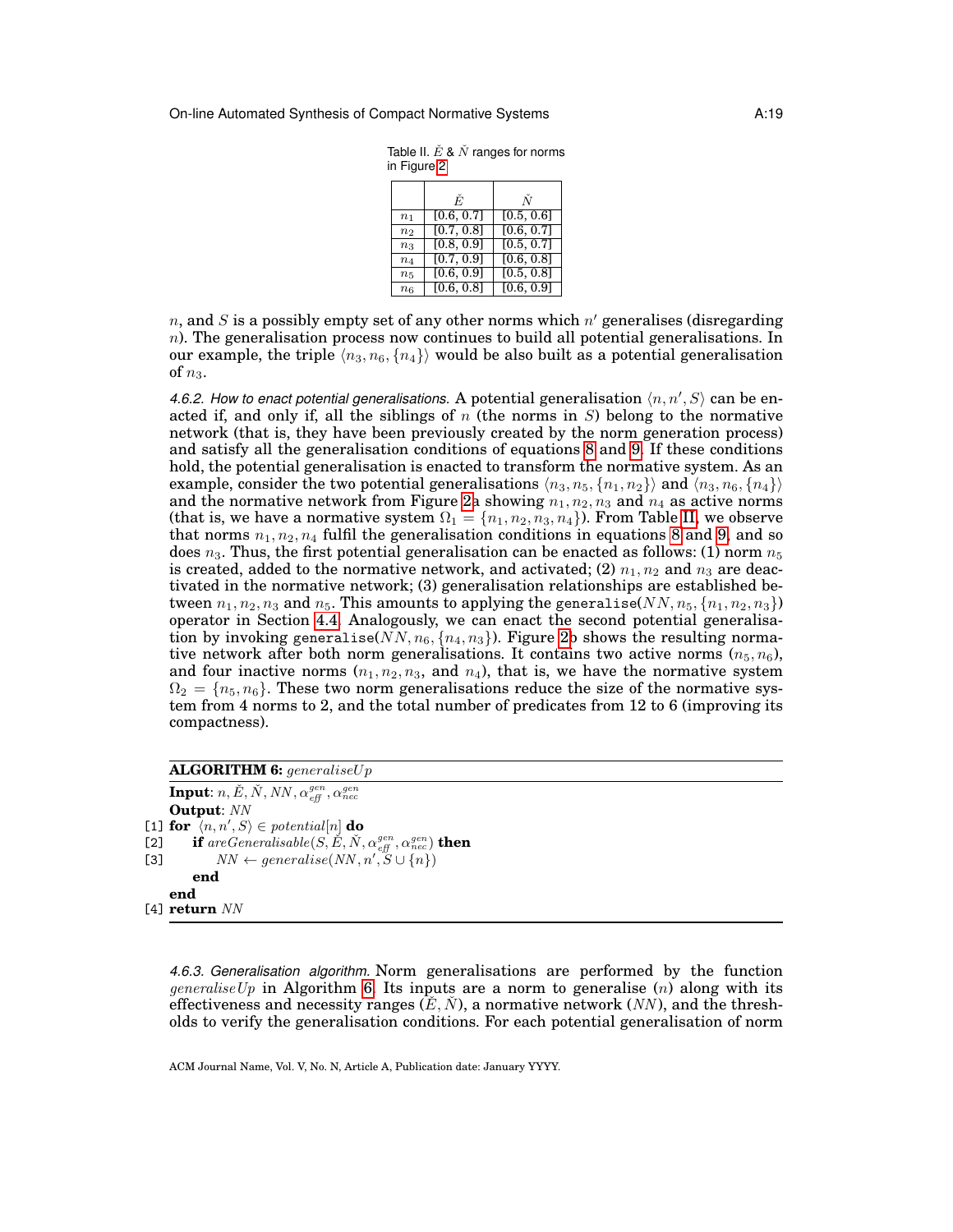Table II. $\check{E}$ & $\check{N}$ ranges for norms in Figure 2

|  | $\check{E}$ | $\check{N}$ |
|---|---|---|
| $n_1$ | [0.6, 0.7] | [0.5, 0.6] |
| $n_2$ | [0.7, 0.8] | [0.6, 0.7] |
| $n_3$ | [0.8, 0.9] | [0.5, 0.7] |
| $n_4$ | [0.7, 0.9] | [0.6, 0.8] |
| $n_5$ | [0.6, 0.9] | [0.5, 0.8] |
| $n_6$ | [0.6, 0.8] | [0.6, 0.9] |

$n$, and $S$ is a possibly empty set of any other norms which $n'$ generalises (disregarding $n$). The generalisation process now continues to build all potential generalisations. In our example, the triple $\langle n_3, n_6, \{n_4\}\rangle$ would be also built as a potential generalisation of $n_3$.

*4.6.2. How to enact potential generalisations.* A potential generalisation $\langle n, n', S\rangle$ can be enacted if, and only if, all the siblings of $n$ (the norms in $S$) belong to the normative network (that is, they have been previously created by the norm generation process) and satisfy all the generalisation conditions of equations 8 and 9. If these conditions hold, the potential generalisation is enacted to transform the normative system. As an example, consider the two potential generalisations $\langle n_3, n_5, \{n_1, n_2\}\rangle$ and $\langle n_3, n_6, \{n_4\}\rangle$ and the normative network from Figure 2a showing $n_1, n_2, n_3$ and $n_4$ as active norms (that is, we have a normative system $\Omega_1 = \{n_1, n_2, n_3, n_4\}$). From Table II, we observe that norms $n_1, n_2, n_4$ fulfil the generalisation conditions in equations 8 and 9, and so does $n_3$. Thus, the first potential generalisation can be enacted as follows: (1) norm $n_5$ is created, added to the normative network, and activated; (2) $n_1, n_2$ and $n_3$ are deactivated in the normative network; (3) generalisation relationships are established between $n_1, n_2, n_3$ and $n_5$. This amounts to applying the `generalise`$(NN, n_5, \{n_1, n_2, n_3\})$ operator in Section 4.4. Analogously, we can enact the second potential generalisation by invoking `generalise`$(NN, n_6, \{n_4, n_3\})$. Figure 2b shows the resulting normative network after both norm generalisations. It contains two active norms ($n_5, n_6$), and four inactive norms ($n_1, n_2, n_3$, and $n_4$), that is, we have the normative system $\Omega_2 = \{n_5, n_6\}$. These two norm generalisations reduce the size of the normative system from 4 norms to 2, and the total number of predicates from 12 to 6 (improving its compactness).

**ALGORITHM 6:** *generaliseUp*

**Input**: $n, \check{E}, \check{N}, NN, \alpha_{eff}^{gen}, \alpha_{nec}^{gen}$
**Output**: $NN$

```
[1] for ⟨n, n', S⟩ ∈ potential[n] do
[2]     if areGeneralisable(S, Ě, Ň, α_eff^gen, α_nec^gen) then
[3]         NN ← generalise(NN, n', S ∪ {n})
        end
    end
[4] return NN
```

*4.6.3. Generalisation algorithm.* Norm generalisations are performed by the function *generaliseUp* in Algorithm 6. Its inputs are a norm to generalise ($n$) along with its effectiveness and necessity ranges ($\check{E}, \check{N}$), a normative network ($NN$), and the thresholds to verify the generalisation conditions. For each potential generalisation of norm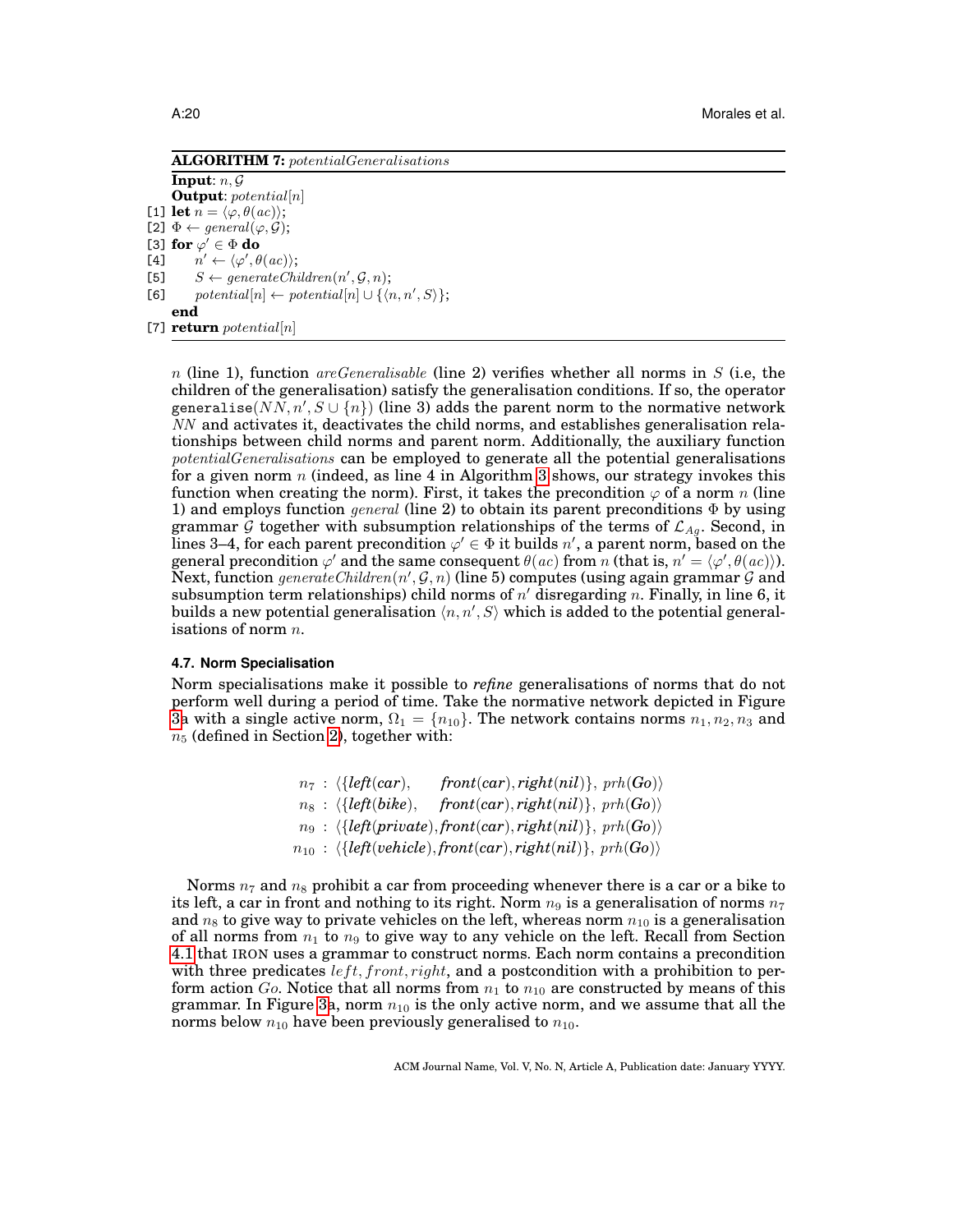**ALGORITHM 7:** *potentialGeneralisations*

```
Input: n, G
Output: potential[n]
[1] let n = ⟨φ, θ(ac)⟩;
[2] Φ ← general(φ, G);
[3] for φ' ∈ Φ do
[4]     n' ← ⟨φ', θ(ac)⟩;
[5]     S ← generateChildren(n', G, n);
[6]     potential[n] ← potential[n] ∪ {⟨n, n', S⟩};
    end
[7] return potential[n]
```

$n$ (line 1), function *areGeneralisable* (line 2) verifies whether all norms in $S$ (i.e, the children of the generalisation) satisfy the generalisation conditions. If so, the operator $\texttt{generalise}(NN, n', S \cup \{n\})$ (line 3) adds the parent norm to the normative network $NN$ and activates it, deactivates the child norms, and establishes generalisation relationships between child norms and parent norm. Additionally, the auxiliary function *potentialGeneralisations* can be employed to generate all the potential generalisations for a given norm $n$ (indeed, as line 4 in Algorithm 3 shows, our strategy invokes this function when creating the norm). First, it takes the precondition $\varphi$ of a norm $n$ (line 1) and employs function *general* (line 2) to obtain its parent preconditions $\Phi$ by using grammar $\mathcal{G}$ together with subsumption relationships of the terms of $\mathcal{L}_{Ag}$. Second, in lines 3–4, for each parent precondition $\varphi' \in \Phi$ it builds $n'$, a parent norm, based on the general precondition $\varphi'$ and the same consequent $\theta(ac)$ from $n$ (that is, $n' = \langle \varphi', \theta(ac) \rangle$). Next, function *generateChildren*$(n', \mathcal{G}, n)$ (line 5) computes (using again grammar $\mathcal{G}$ and subsumption term relationships) child norms of $n'$ disregarding $n$. Finally, in line 6, it builds a new potential generalisation $\langle n, n', S \rangle$ which is added to the potential generalisations of norm $n$.

### 4.7. Norm Specialisation

Norm specialisations make it possible to *refine* generalisations of norms that do not perform well during a period of time. Take the normative network depicted in Figure 3a with a single active norm, $\Omega_1 = \{n_{10}\}$. The network contains norms $n_1, n_2, n_3$ and $n_5$ (defined in Section 2), together with:

$$
\begin{aligned}
n_7 &: \langle \{\textit{left}(\textit{car}), \quad \textit{front}(\textit{car}), \textit{right}(\textit{nil})\},\ prh(\textit{Go})\rangle \\
n_8 &: \langle \{\textit{left}(\textit{bike}), \quad \textit{front}(\textit{car}), \textit{right}(\textit{nil})\},\ prh(\textit{Go})\rangle \\
n_9 &: \langle \{\textit{left}(\textit{private}), \textit{front}(\textit{car}), \textit{right}(\textit{nil})\},\ prh(\textit{Go})\rangle \\
n_{10} &: \langle \{\textit{left}(\textit{vehicle}), \textit{front}(\textit{car}), \textit{right}(\textit{nil})\},\ prh(\textit{Go})\rangle
\end{aligned}
$$

Norms $n_7$ and $n_8$ prohibit a car from proceeding whenever there is a car or a bike to its left, a car in front and nothing to its right. Norm $n_9$ is a generalisation of norms $n_7$ and $n_8$ to give way to private vehicles on the left, whereas norm $n_{10}$ is a generalisation of all norms from $n_1$ to $n_9$ to give way to any vehicle on the left. Recall from Section 4.1 that IRON uses a grammar to construct norms. Each norm contains a precondition with three predicates $left, front, right$, and a postcondition with a prohibition to perform action $Go$. Notice that all norms from $n_1$ to $n_{10}$ are constructed by means of this grammar. In Figure 3a, norm $n_{10}$ is the only active norm, and we assume that all the norms below $n_{10}$ have been previously generalised to $n_{10}$.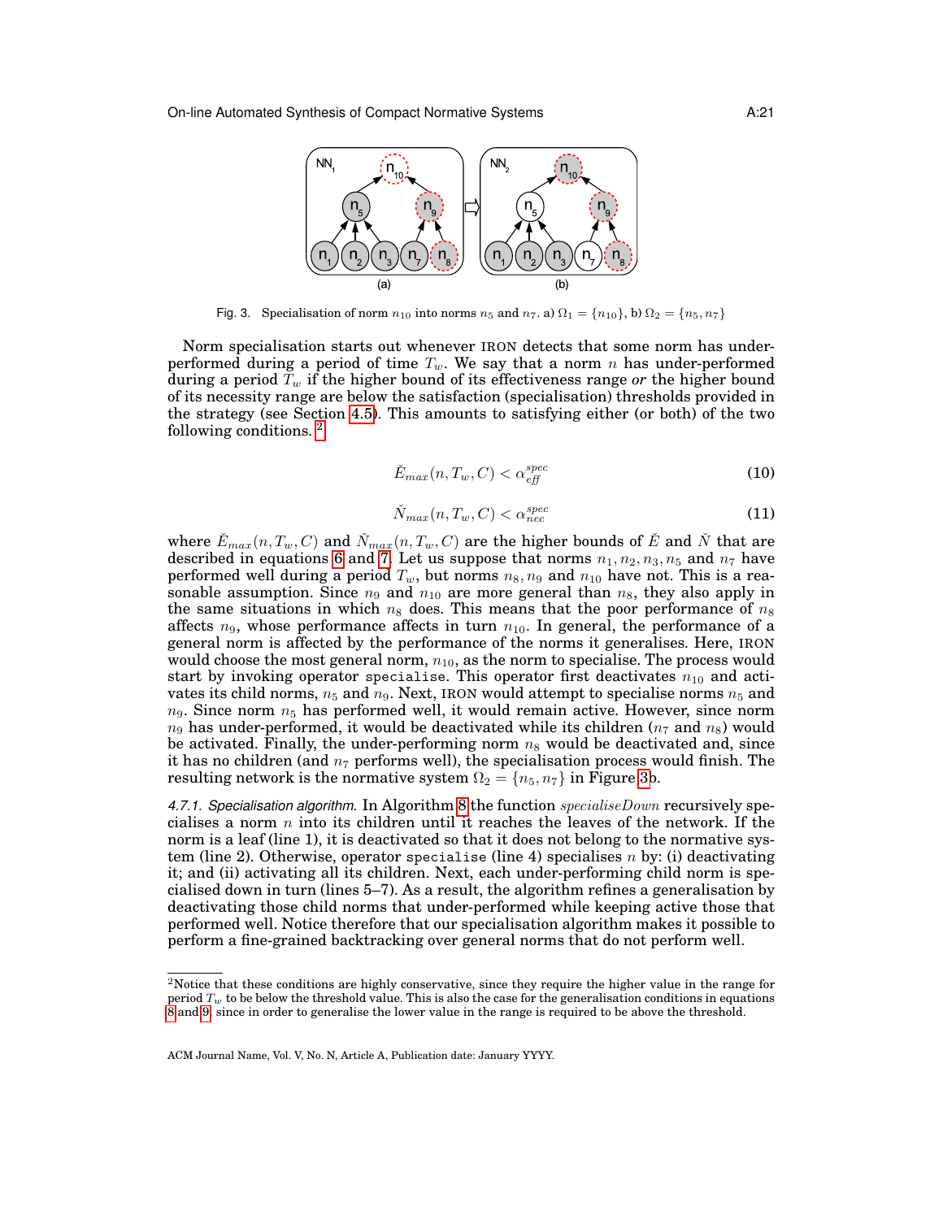Fig. 3. Specialisation of norm $n_{10}$ into norms $n_5$ and $n_7$. a) $\Omega_1 = \{n_{10}\}$, b) $\Omega_2 = \{n_5, n_7\}$

Norm specialisation starts out whenever IRON detects that some norm has under-performed during a period of time $T_w$. We say that a norm $n$ has under-performed during a period $T_w$ if the higher bound of its effectiveness range *or* the higher bound of its necessity range are below the satisfaction (specialisation) thresholds provided in the strategy (see Section 4.5). This amounts to satisfying either (or both) of the two following conditions. [2]

$$\breve{E}_{max}(n, T_w, C) < \alpha_{eff}^{spec} \tag{10}$$

$$\breve{N}_{max}(n, T_w, C) < \alpha_{nec}^{spec} \tag{11}$$

where $\breve{E}_{max}(n, T_w, C)$ and $\breve{N}_{max}(n, T_w, C)$ are the higher bounds of $\breve{E}$ and $\breve{N}$ that are described in equations 6 and 7. Let us suppose that norms $n_1, n_2, n_3, n_5$ and $n_7$ have performed well during a period $T_w$, but norms $n_8, n_9$ and $n_{10}$ have not. This is a reasonable assumption. Since $n_9$ and $n_{10}$ are more general than $n_8$, they also apply in the same situations in which $n_8$ does. This means that the poor performance of $n_8$ affects $n_9$, whose performance affects in turn $n_{10}$. In general, the performance of a general norm is affected by the performance of the norms it generalises. Here, IRON would choose the most general norm, $n_{10}$, as the norm to specialise. The process would start by invoking operator `specialise`. This operator first deactivates $n_{10}$ and activates its child norms, $n_5$ and $n_9$. Next, IRON would attempt to specialise norms $n_5$ and $n_9$. Since norm $n_5$ has performed well, it would remain active. However, since norm $n_9$ has under-performed, it would be deactivated while its children ($n_7$ and $n_8$) would be activated. Finally, the under-performing norm $n_8$ would be deactivated and, since it has no children (and $n_7$ performs well), the specialisation process would finish. The resulting network is the normative system $\Omega_2 = \{n_5, n_7\}$ in Figure 3b.

*4.7.1. Specialisation algorithm.* In Algorithm 8 the function $specialiseDown$ recursively specialises a norm $n$ into its children until it reaches the leaves of the network. If the norm is a leaf (line 1), it is deactivated so that it does not belong to the normative system (line 2). Otherwise, operator `specialise` (line 4) specialises $n$ by: (i) deactivating it; and (ii) activating all its children. Next, each under-performing child norm is specialised down in turn (lines 5–7). As a result, the algorithm refines a generalisation by deactivating those child norms that under-performed while keeping active those that performed well. Notice therefore that our specialisation algorithm makes it possible to perform a fine-grained backtracking over general norms that do not perform well.

[2] Notice that these conditions are highly conservative, since they require the higher value in the range for period $T_w$ to be below the threshold value. This is also the case for the generalisation conditions in equations 8 and 9, since in order to generalise the lower value in the range is required to be above the threshold.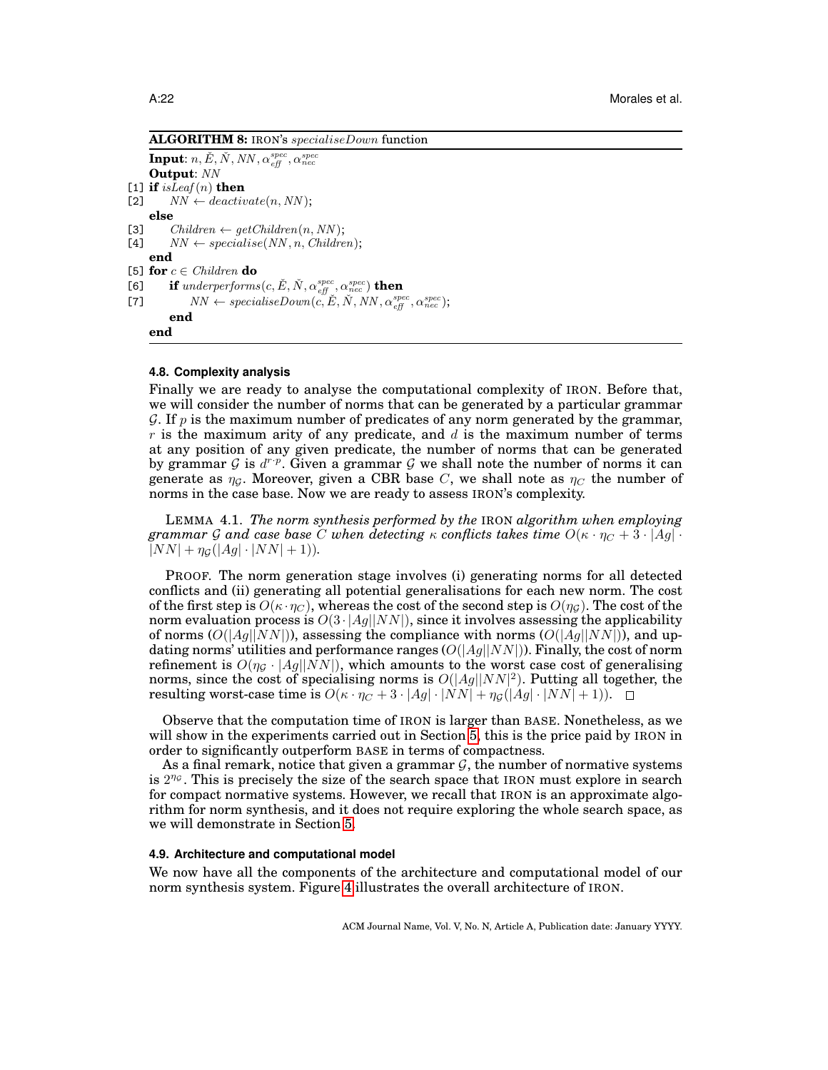**ALGORITHM 8:** IRON's *specialiseDown* function

```
Input: n, Ě, Ň, NN, α_eff^spec, α_nec^spec
Output: NN
[1] if isLeaf(n) then
[2]     NN ← deactivate(n, NN);
    else
[3]     Children ← getChildren(n, NN);
[4]     NN ← specialise(NN, n, Children);
    end
[5] for c ∈ Children do
[6]     if underperforms(c, Ě, Ň, α_eff^spec, α_nec^spec) then
[7]         NN ← specialiseDown(c, Ě, Ň, NN, α_eff^spec, α_nec^spec);
        end
    end
```

### 4.8. Complexity analysis

Finally we are ready to analyse the computational complexity of IRON. Before that, we will consider the number of norms that can be generated by a particular grammar $\mathcal{G}$. If $p$ is the maximum number of predicates of any norm generated by the grammar, $r$ is the maximum arity of any predicate, and $d$ is the maximum number of terms at any position of any given predicate, the number of norms that can be generated by grammar $\mathcal{G}$ is $d^{r \cdot p}$. Given a grammar $\mathcal{G}$ we shall note the number of norms it can generate as $\eta_{\mathcal{G}}$. Moreover, given a CBR base $C$, we shall note as $\eta_C$ the number of norms in the case base. Now we are ready to assess IRON's complexity.

LEMMA 4.1. *The norm synthesis performed by the* IRON *algorithm when employing grammar $\mathcal{G}$ and case base $C$ when detecting $\kappa$ conflicts takes time $O(\kappa \cdot \eta_C + 3 \cdot |Ag| \cdot |NN| + \eta_{\mathcal{G}}(|Ag| \cdot |NN| + 1))$.*

PROOF. The norm generation stage involves (i) generating norms for all detected conflicts and (ii) generating all potential generalisations for each new norm. The cost of the first step is $O(\kappa \cdot \eta_C)$, whereas the cost of the second step is $O(\eta_{\mathcal{G}})$. The cost of the norm evaluation process is $O(3 \cdot |Ag||NN|)$, since it involves assessing the applicability of norms ($O(|Ag||NN|)$), assessing the compliance with norms ($O(|Ag||NN|)$), and updating norms' utilities and performance ranges ($O(|Ag||NN|)$). Finally, the cost of norm refinement is $O(\eta_{\mathcal{G}} \cdot |Ag||NN|)$, which amounts to the worst case cost of generalising norms, since the cost of specialising norms is $O(|Ag||NN|^2)$. Putting all together, the resulting worst-case time is $O(\kappa \cdot \eta_C + 3 \cdot |Ag| \cdot |NN| + \eta_{\mathcal{G}}(|Ag| \cdot |NN| + 1))$. □

Observe that the computation time of IRON is larger than BASE. Nonetheless, as we will show in the experiments carried out in Section 5, this is the price paid by IRON in order to significantly outperform BASE in terms of compactness.

As a final remark, notice that given a grammar $\mathcal{G}$, the number of normative systems is $2^{\eta_{\mathcal{G}}}$. This is precisely the size of the search space that IRON must explore in search for compact normative systems. However, we recall that IRON is an approximate algorithm for norm synthesis, and it does not require exploring the whole search space, as we will demonstrate in Section 5.

### 4.9. Architecture and computational model

We now have all the components of the architecture and computational model of our norm synthesis system. Figure 4 illustrates the overall architecture of IRON.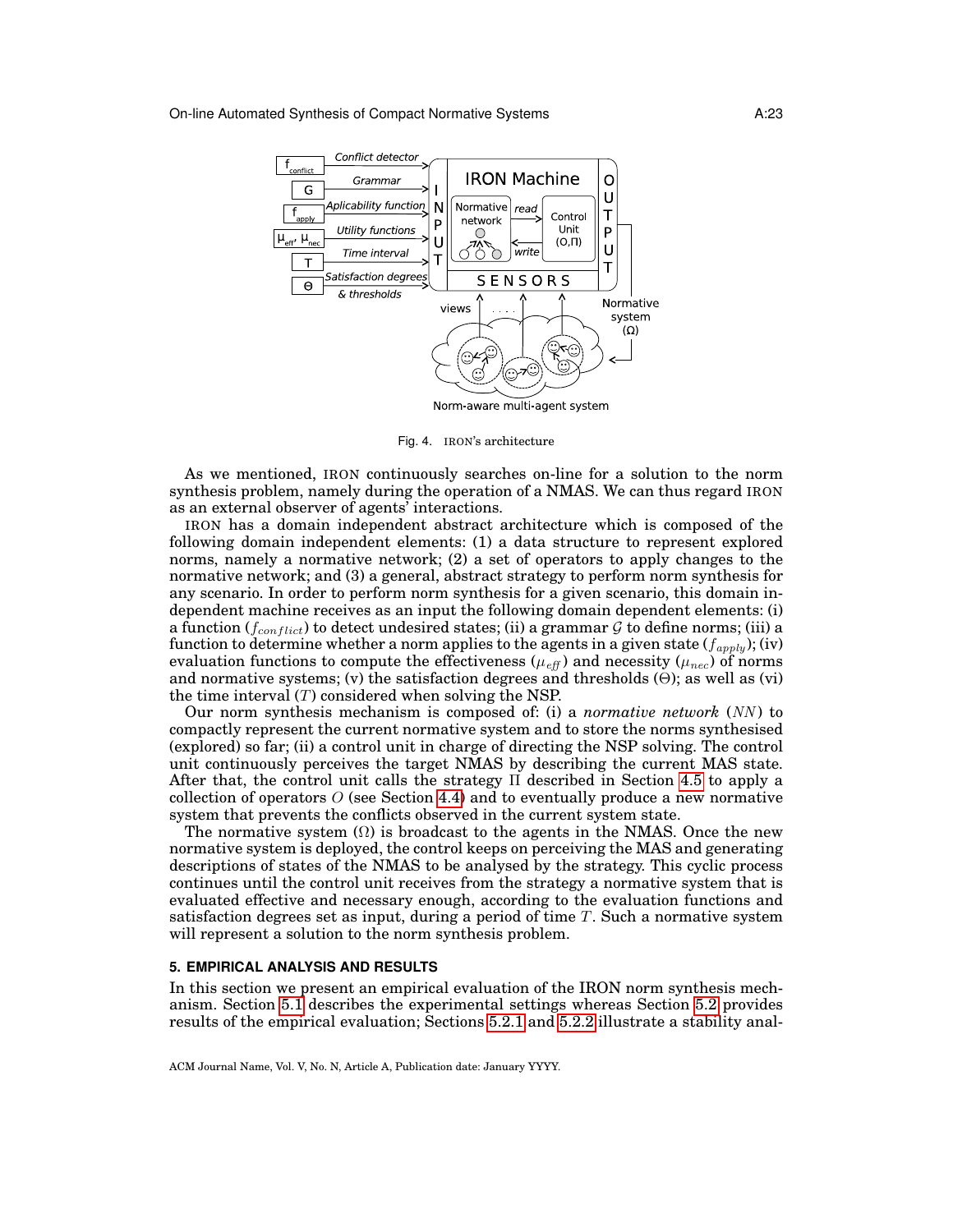Fig. 4. IRON's architecture

As we mentioned, IRON continuously searches on-line for a solution to the norm synthesis problem, namely during the operation of a NMAS. We can thus regard IRON as an external observer of agents' interactions.

IRON has a domain independent abstract architecture which is composed of the following domain independent elements: (1) a data structure to represent explored norms, namely a normative network; (2) a set of operators to apply changes to the normative network; and (3) a general, abstract strategy to perform norm synthesis for any scenario. In order to perform norm synthesis for a given scenario, this domain independent machine receives as an input the following domain dependent elements: (i) a function ($f_{conflict}$) to detect undesired states; (ii) a grammar $\mathcal{G}$ to define norms; (iii) a function to determine whether a norm applies to the agents in a given state ($f_{apply}$); (iv) evaluation functions to compute the effectiveness ($\mu_{eff}$) and necessity ($\mu_{nec}$) of norms and normative systems; (v) the satisfaction degrees and thresholds ($\Theta$); as well as (vi) the time interval ($T$) considered when solving the NSP.

Our norm synthesis mechanism is composed of: (i) a *normative network* ($NN$) to compactly represent the current normative system and to store the norms synthesised (explored) so far; (ii) a control unit in charge of directing the NSP solving. The control unit continuously perceives the target NMAS by describing the current MAS state. After that, the control unit calls the strategy $\Pi$ described in Section 4.5 to apply a collection of operators $O$ (see Section 4.4) and to eventually produce a new normative system that prevents the conflicts observed in the current system state.

The normative system ($\Omega$) is broadcast to the agents in the NMAS. Once the new normative system is deployed, the control keeps on perceiving the MAS and generating descriptions of states of the NMAS to be analysed by the strategy. This cyclic process continues until the control unit receives from the strategy a normative system that is evaluated effective and necessary enough, according to the evaluation functions and satisfaction degrees set as input, during a period of time $T$. Such a normative system will represent a solution to the norm synthesis problem.

## 5. EMPIRICAL ANALYSIS AND RESULTS

In this section we present an empirical evaluation of the IRON norm synthesis mechanism. Section 5.1 describes the experimental settings whereas Section 5.2 provides results of the empirical evaluation; Sections 5.2.1 and 5.2.2 illustrate a stability anal-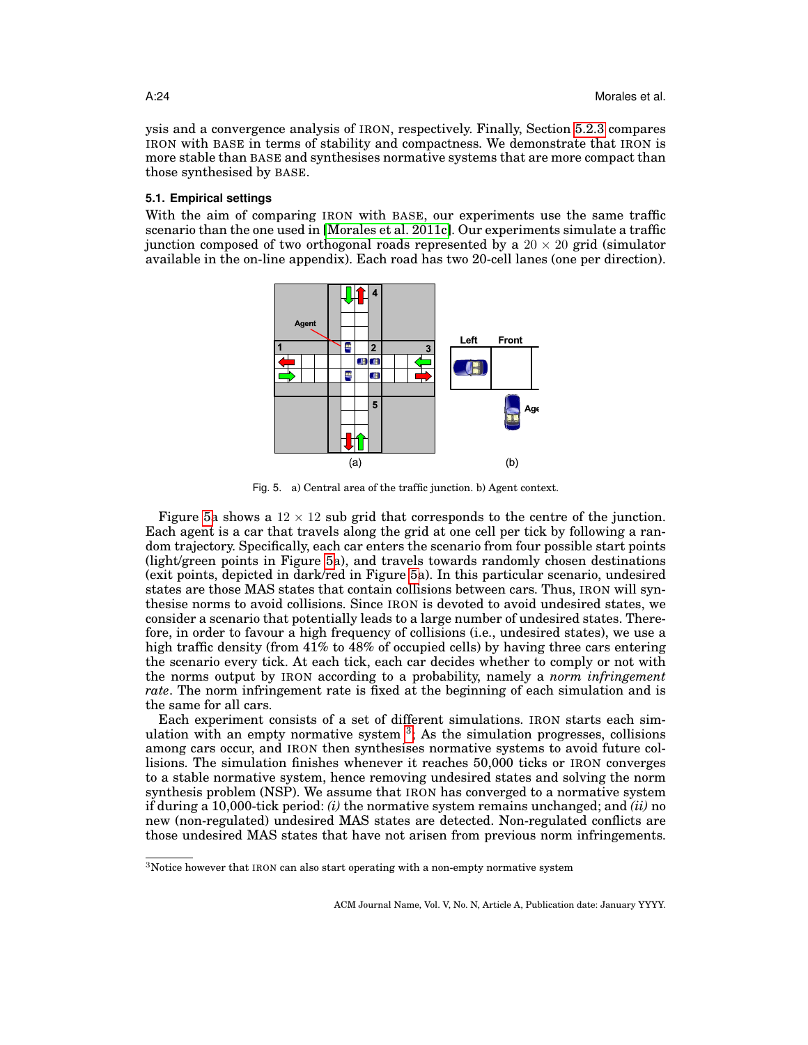ysis and a convergence analysis of IRON, respectively. Finally, Section 5.2.3 compares IRON with BASE in terms of stability and compactness. We demonstrate that IRON is more stable than BASE and synthesises normative systems that are more compact than those synthesised by BASE.

### 5.1. Empirical settings

With the aim of comparing IRON with BASE, our experiments use the same traffic scenario than the one used in [Morales et al. 2011c]. Our experiments simulate a traffic junction composed of two orthogonal roads represented by a $20 \times 20$ grid (simulator available in the on-line appendix). Each road has two 20-cell lanes (one per direction).

Fig. 5. a) Central area of the traffic junction. b) Agent context.

Figure 5a shows a $12 \times 12$ sub grid that corresponds to the centre of the junction. Each agent is a car that travels along the grid at one cell per tick by following a random trajectory. Specifically, each car enters the scenario from four possible start points (light/green points in Figure 5a), and travels towards randomly chosen destinations (exit points, depicted in dark/red in Figure 5a). In this particular scenario, undesired states are those MAS states that contain collisions between cars. Thus, IRON will synthesise norms to avoid collisions. Since IRON is devoted to avoid undesired states, we consider a scenario that potentially leads to a large number of undesired states. Therefore, in order to favour a high frequency of collisions (i.e., undesired states), we use a high traffic density (from 41% to 48% of occupied cells) by having three cars entering the scenario every tick. At each tick, each car decides whether to comply or not with the norms output by IRON according to a probability, namely a *norm infringement rate*. The norm infringement rate is fixed at the beginning of each simulation and is the same for all cars.

Each experiment consists of a set of different simulations. IRON starts each simulation with an empty normative system [3]. As the simulation progresses, collisions among cars occur, and IRON then synthesises normative systems to avoid future collisions. The simulation finishes whenever it reaches 50,000 ticks or IRON converges to a stable normative system, hence removing undesired states and solving the norm synthesis problem (NSP). We assume that IRON has converged to a normative system if during a 10,000-tick period: *(i)* the normative system remains unchanged; and *(ii)* no new (non-regulated) undesired MAS states are detected. Non-regulated conflicts are those undesired MAS states that have not arisen from previous norm infringements.

[3]Notice however that IRON can also start operating with a non-empty normative system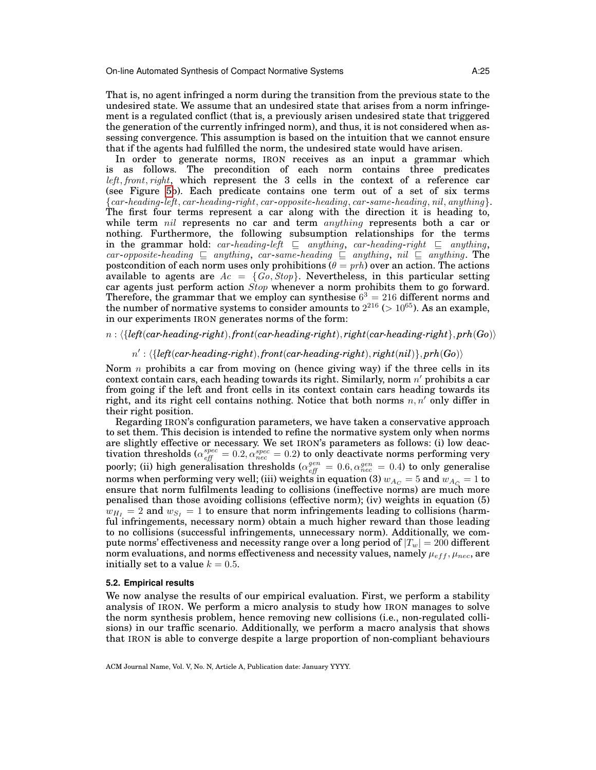That is, no agent infringed a norm during the transition from the previous state to the undesired state. We assume that an undesired state that arises from a norm infringement is a regulated conflict (that is, a previously arisen undesired state that triggered the generation of the currently infringed norm), and thus, it is not considered when assessing convergence. This assumption is based on the intuition that we cannot ensure that if the agents had fulfilled the norm, the undesired state would have arisen.

In order to generate norms, IRON receives as an input a grammar which is as follows. The precondition of each norm contains three predicates $left, front, right$, which represent the 3 cells in the context of a reference car (see Figure 5b). Each predicate contains one term out of a set of six terms $\{car\text{-}heading\text{-}left, car\text{-}heading\text{-}right, car\text{-}opposite\text{-}heading, car\text{-}same\text{-}heading, nil, anything\}$. The first four terms represent a car along with the direction it is heading to, while term $nil$ represents no car and term $anything$ represents both a car or nothing. Furthermore, the following subsumption relationships for the terms in the grammar hold: $car\text{-}heading\text{-}left \sqsubseteq anything$, $car\text{-}heading\text{-}right \sqsubseteq anything$, $car\text{-}opposite\text{-}heading \sqsubseteq anything$, $car\text{-}same\text{-}heading \sqsubseteq anything$, $nil \sqsubseteq anything$. The postcondition of each norm uses only prohibitions ($\theta = prh$) over an action. The actions available to agents are $Ac = \{Go, Stop\}$. Nevertheless, in this particular setting car agents just perform action $Stop$ whenever a norm prohibits them to go forward. Therefore, the grammar that we employ can synthesise $6^3 = 216$ different norms and the number of normative systems to consider amounts to $2^{216}$ ($> 10^{65}$). As an example, in our experiments IRON generates norms of the form:

$$n : \langle\{\textit{left}(\textit{car-heading-right}), \textit{front}(\textit{car-heading-right}), \textit{right}(\textit{car-heading-right}\}, \textit{prh}(\textit{Go})\rangle$$

$$n' : \langle\{\textit{left}(\textit{car-heading-right}), \textit{front}(\textit{car-heading-right}), \textit{right}(\textit{nil})\}, \textit{prh}(\textit{Go})\rangle$$

Norm $n$ prohibits a car from moving on (hence giving way) if the three cells in its context contain cars, each heading towards its right. Similarly, norm $n'$ prohibits a car from going if the left and front cells in its context contain cars heading towards its right, and its right cell contains nothing. Notice that both norms $n, n'$ only differ in their right position.

Regarding IRON's configuration parameters, we have taken a conservative approach to set them. This decision is intended to refine the normative system only when norms are slightly effective or necessary. We set IRON's parameters as follows: (i) low deactivation thresholds ($\alpha_{eff}^{spec} = 0.2, \alpha_{nec}^{spec} = 0.2$) to only deactivate norms performing very poorly; (ii) high generalisation thresholds ($\alpha_{eff}^{gen} = 0.6, \alpha_{nec}^{gen} = 0.4$) to only generalise norms when performing very well; (iii) weights in equation (3) $w_{A_C} = 5$ and $w_{A_{\bar{C}}} = 1$ to ensure that norm fulfilments leading to collisions (ineffective norms) are much more penalised than those avoiding collisions (effective norm); (iv) weights in equation (5) $w_{H_I} = 2$ and $w_{S_I} = 1$ to ensure that norm infringements leading to collisions (harmful infringements, necessary norm) obtain a much higher reward than those leading to no collisions (successful infringements, unnecessary norm). Additionally, we compute norms' effectiveness and necessity range over a long period of $|T_w| = 200$ different norm evaluations, and norms effectiveness and necessity values, namely $\mu_{eff}, \mu_{nec}$, are initially set to a value $k = 0.5$.

### 5.2. Empirical results

We now analyse the results of our empirical evaluation. First, we perform a stability analysis of IRON. We perform a micro analysis to study how IRON manages to solve the norm synthesis problem, hence removing new collisions (i.e., non-regulated collisions) in our traffic scenario. Additionally, we perform a macro analysis that shows that IRON is able to converge despite a large proportion of non-compliant behaviours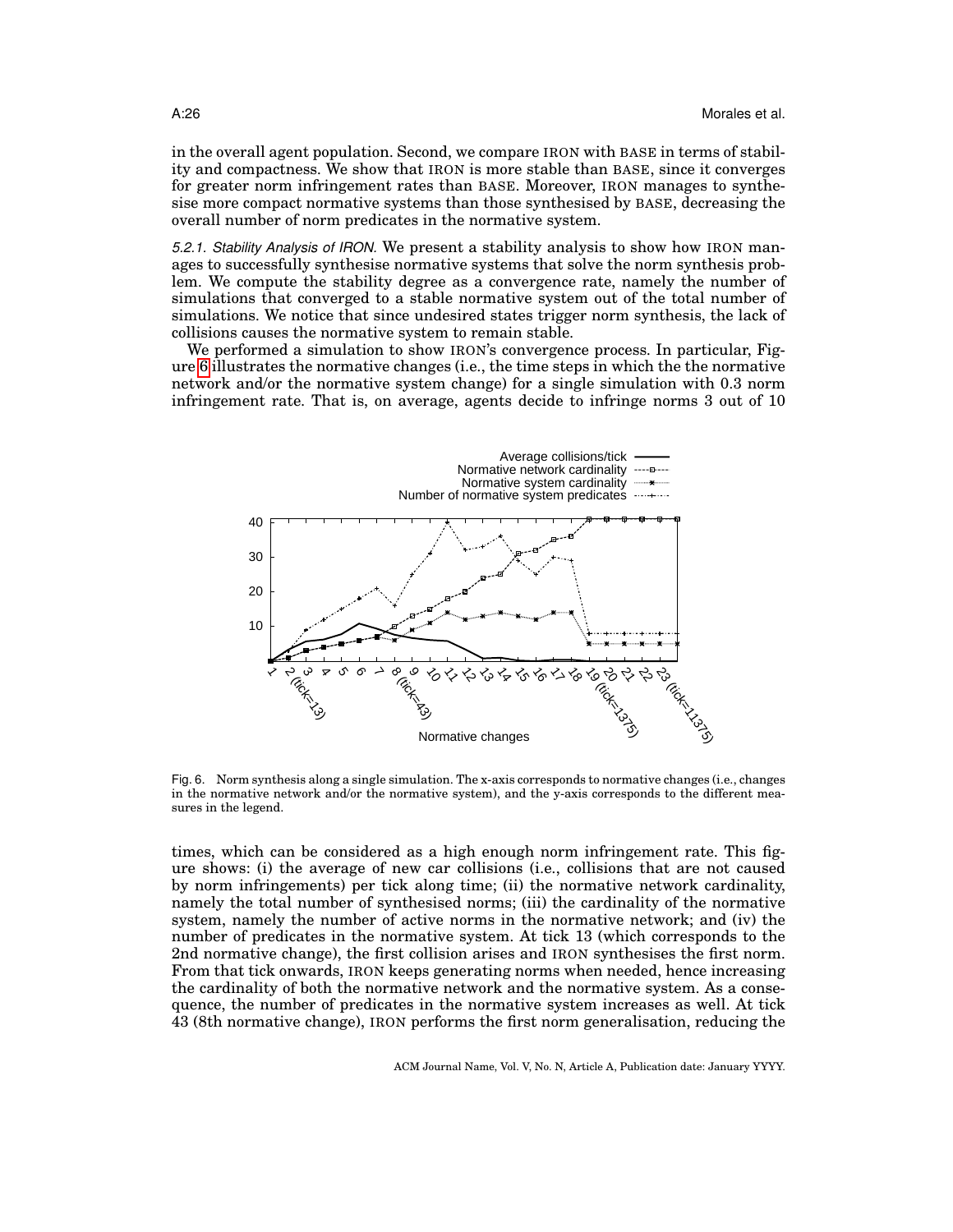in the overall agent population. Second, we compare IRON with BASE in terms of stability and compactness. We show that IRON is more stable than BASE, since it converges for greater norm infringement rates than BASE. Moreover, IRON manages to synthesise more compact normative systems than those synthesised by BASE, decreasing the overall number of norm predicates in the normative system.

*5.2.1. Stability Analysis of IRON.* We present a stability analysis to show how IRON manages to successfully synthesise normative systems that solve the norm synthesis problem. We compute the stability degree as a convergence rate, namely the number of simulations that converged to a stable normative system out of the total number of simulations. We notice that since undesired states trigger norm synthesis, the lack of collisions causes the normative system to remain stable.

We performed a simulation to show IRON's convergence process. In particular, Figure 6 illustrates the normative changes (i.e., the time steps in which the the normative network and/or the normative system change) for a single simulation with 0.3 norm infringement rate. That is, on average, agents decide to infringe norms 3 out of 10 times, which can be considered as a high enough norm infringement rate. This figure shows: (i) the average of new car collisions (i.e., collisions that are not caused by norm infringements) per tick along time; (ii) the normative network cardinality, namely the total number of synthesised norms; (iii) the cardinality of the normative system, namely the number of active norms in the normative network; and (iv) the number of predicates in the normative system. At tick 13 (which corresponds to the 2nd normative change), the first collision arises and IRON synthesises the first norm. From that tick onwards, IRON keeps generating norms when needed, hence increasing the cardinality of both the normative network and the normative system. As a consequence, the number of predicates in the normative system increases as well. At tick 43 (8th normative change), IRON performs the first norm generalisation, reducing the

Fig. 6. Norm synthesis along a single simulation. The x-axis corresponds to normative changes (i.e., changes in the normative network and/or the normative system), and the y-axis corresponds to the different measures in the legend.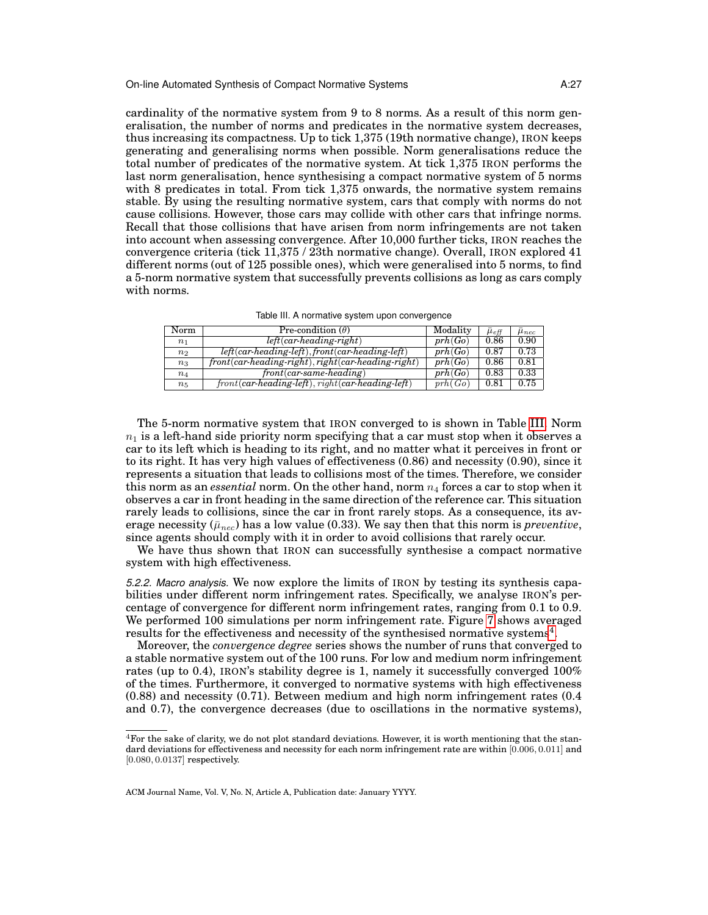cardinality of the normative system from 9 to 8 norms. As a result of this norm generalisation, the number of norms and predicates in the normative system decreases, thus increasing its compactness. Up to tick 1,375 (19th normative change), IRON keeps generating and generalising norms when possible. Norm generalisations reduce the total number of predicates of the normative system. At tick 1,375 IRON performs the last norm generalisation, hence synthesising a compact normative system of 5 norms with 8 predicates in total. From tick 1,375 onwards, the normative system remains stable. By using the resulting normative system, cars that comply with norms do not cause collisions. However, those cars may collide with other cars that infringe norms. Recall that those collisions that have arisen from norm infringements are not taken into account when assessing convergence. After 10,000 further ticks, IRON reaches the convergence criteria (tick 11,375 / 23th normative change). Overall, IRON explored 41 different norms (out of 125 possible ones), which were generalised into 5 norms, to find a 5-norm normative system that successfully prevents collisions as long as cars comply with norms.

Table III. A normative system upon convergence

| Norm | Pre-condition ($\theta$) | Modality | $\bar{\mu}_{eff}$ | $\bar{\mu}_{nec}$ |
|---|---|---|---|---|
| $n_1$ | *left*(*car-heading-right*) | *prh*(*Go*) | 0.86 | 0.90 |
| $n_2$ | *left*(*car-heading-left*), *front*(*car-heading-left*) | *prh*(*Go*) | 0.87 | 0.73 |
| $n_3$ | *front*(*car-heading-right*), *right*(*car-heading-right*) | *prh*(*Go*) | 0.86 | 0.81 |
| $n_4$ | *front*(*car-same-heading*) | *prh*(*Go*) | 0.83 | 0.33 |
| $n_5$ | *front*(*car-heading-left*), *right*(*car-heading-left*) | *prh*(*Go*) | 0.81 | 0.75 |

The 5-norm normative system that IRON converged to is shown in Table III. Norm $n_1$ is a left-hand side priority norm specifying that a car must stop when it observes a car to its left which is heading to its right, and no matter what it perceives in front or to its right. It has very high values of effectiveness (0.86) and necessity (0.90), since it represents a situation that leads to collisions most of the times. Therefore, we consider this norm as an *essential* norm. On the other hand, norm $n_4$ forces a car to stop when it observes a car in front heading in the same direction of the reference car. This situation rarely leads to collisions, since the car in front rarely stops. As a consequence, its average necessity ($\bar{\mu}_{nec}$) has a low value (0.33). We say then that this norm is *preventive*, since agents should comply with it in order to avoid collisions that rarely occur.

We have thus shown that IRON can successfully synthesise a compact normative system with high effectiveness.

*5.2.2. Macro analysis.* We now explore the limits of IRON by testing its synthesis capabilities under different norm infringement rates. Specifically, we analyse IRON's percentage of convergence for different norm infringement rates, ranging from 0.1 to 0.9. We performed 100 simulations per norm infringement rate. Figure 7 shows averaged results for the effectiveness and necessity of the synthesised normative systems[4].

Moreover, the *convergence degree* series shows the number of runs that converged to a stable normative system out of the 100 runs. For low and medium norm infringement rates (up to 0.4), IRON's stability degree is 1, namely it successfully converged 100% of the times. Furthermore, it converged to normative systems with high effectiveness (0.88) and necessity (0.71). Between medium and high norm infringement rates (0.4 and 0.7), the convergence decreases (due to oscillations in the normative systems),

[4]For the sake of clarity, we do not plot standard deviations. However, it is worth mentioning that the standard deviations for effectiveness and necessity for each norm infringement rate are within $[0.006, 0.011]$ and $[0.080, 0.0137]$ respectively.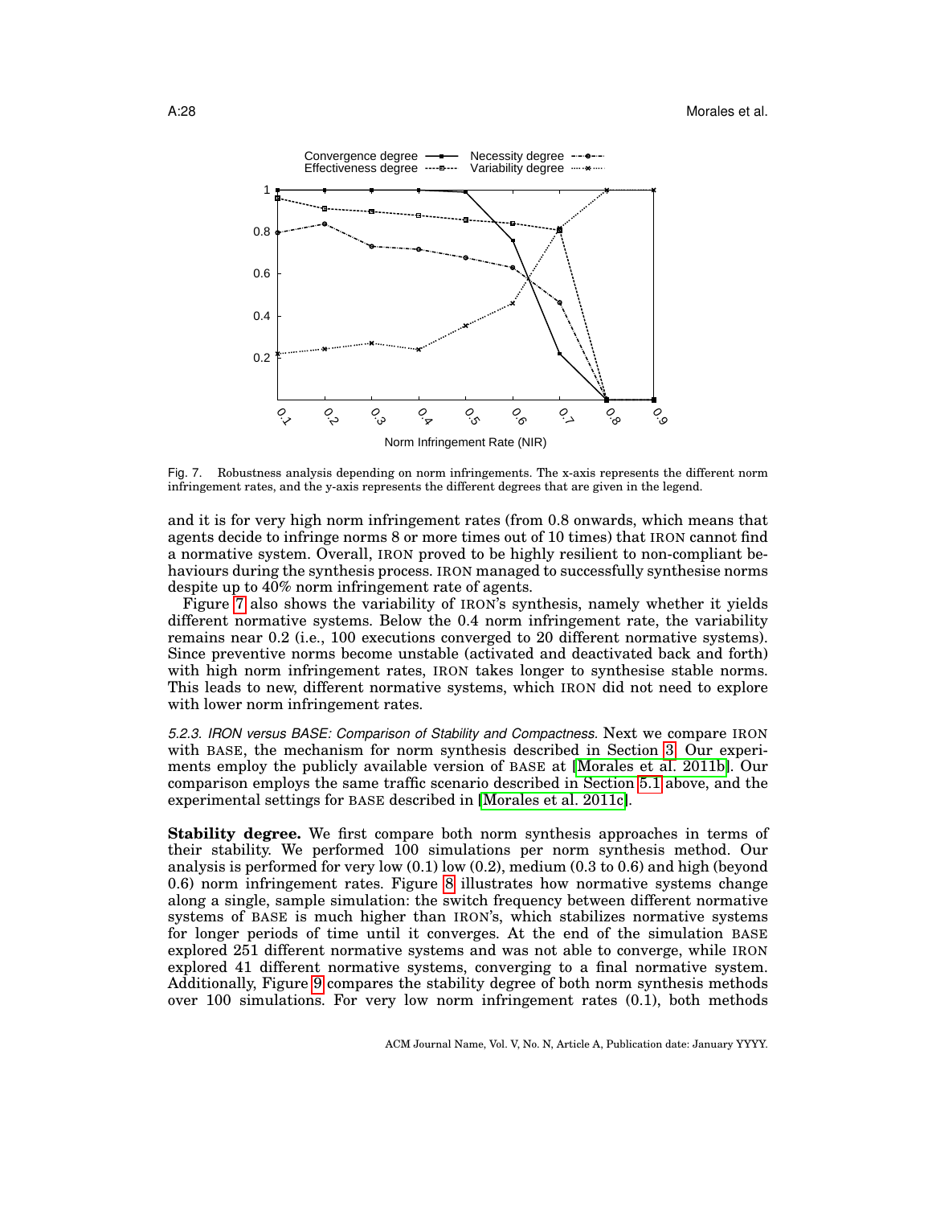Fig. 7. Robustness analysis depending on norm infringements. The x-axis represents the different norm infringement rates, and the y-axis represents the different degrees that are given in the legend.

and it is for very high norm infringement rates (from 0.8 onwards, which means that agents decide to infringe norms 8 or more times out of 10 times) that IRON cannot find a normative system. Overall, IRON proved to be highly resilient to non-compliant behaviours during the synthesis process. IRON managed to successfully synthesise norms despite up to 40% norm infringement rate of agents.

Figure 7 also shows the variability of IRON's synthesis, namely whether it yields different normative systems. Below the 0.4 norm infringement rate, the variability remains near 0.2 (i.e., 100 executions converged to 20 different normative systems). Since preventive norms become unstable (activated and deactivated back and forth) with high norm infringement rates, IRON takes longer to synthesise stable norms. This leads to new, different normative systems, which IRON did not need to explore with lower norm infringement rates.

*5.2.3. IRON versus BASE: Comparison of Stability and Compactness.* Next we compare IRON with BASE, the mechanism for norm synthesis described in Section 3. Our experiments employ the publicly available version of BASE at [Morales et al. 2011b]. Our comparison employs the same traffic scenario described in Section 5.1 above, and the experimental settings for BASE described in [Morales et al. 2011c].

**Stability degree.** We first compare both norm synthesis approaches in terms of their stability. We performed 100 simulations per norm synthesis method. Our analysis is performed for very low (0.1) low (0.2), medium (0.3 to 0.6) and high (beyond 0.6) norm infringement rates. Figure 8 illustrates how normative systems change along a single, sample simulation: the switch frequency between different normative systems of BASE is much higher than IRON's, which stabilizes normative systems for longer periods of time until it converges. At the end of the simulation BASE explored 251 different normative systems and was not able to converge, while IRON explored 41 different normative systems, converging to a final normative system. Additionally, Figure 9 compares the stability degree of both norm synthesis methods over 100 simulations. For very low norm infringement rates (0.1), both methods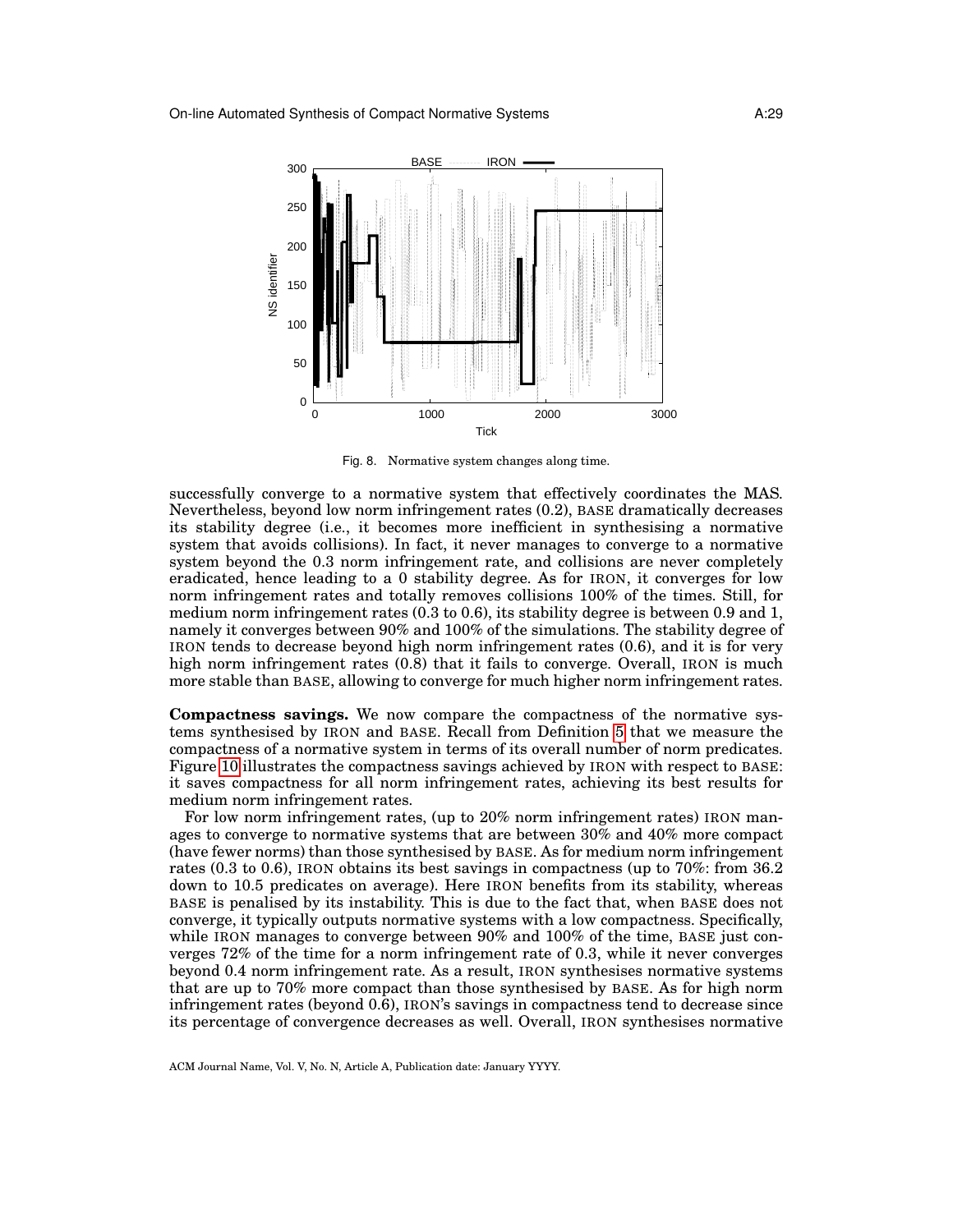Fig. 8. Normative system changes along time.

successfully converge to a normative system that effectively coordinates the MAS. Nevertheless, beyond low norm infringement rates (0.2), BASE dramatically decreases its stability degree (i.e., it becomes more inefficient in synthesising a normative system that avoids collisions). In fact, it never manages to converge to a normative system beyond the 0.3 norm infringement rate, and collisions are never completely eradicated, hence leading to a 0 stability degree. As for IRON, it converges for low norm infringement rates and totally removes collisions 100% of the times. Still, for medium norm infringement rates (0.3 to 0.6), its stability degree is between 0.9 and 1, namely it converges between 90% and 100% of the simulations. The stability degree of IRON tends to decrease beyond high norm infringement rates (0.6), and it is for very high norm infringement rates (0.8) that it fails to converge. Overall, IRON is much more stable than BASE, allowing to converge for much higher norm infringement rates.

**Compactness savings.** We now compare the compactness of the normative systems synthesised by IRON and BASE. Recall from Definition 5 that we measure the compactness of a normative system in terms of its overall number of norm predicates. Figure 10 illustrates the compactness savings achieved by IRON with respect to BASE: it saves compactness for all norm infringement rates, achieving its best results for medium norm infringement rates.

For low norm infringement rates, (up to 20% norm infringement rates) IRON manages to converge to normative systems that are between 30% and 40% more compact (have fewer norms) than those synthesised by BASE. As for medium norm infringement rates (0.3 to 0.6), IRON obtains its best savings in compactness (up to 70%: from 36.2 down to 10.5 predicates on average). Here IRON benefits from its stability, whereas BASE is penalised by its instability. This is due to the fact that, when BASE does not converge, it typically outputs normative systems with a low compactness. Specifically, while IRON manages to converge between 90% and 100% of the time, BASE just converges 72% of the time for a norm infringement rate of 0.3, while it never converges beyond 0.4 norm infringement rate. As a result, IRON synthesises normative systems that are up to 70% more compact than those synthesised by BASE. As for high norm infringement rates (beyond 0.6), IRON's savings in compactness tend to decrease since its percentage of convergence decreases as well. Overall, IRON synthesises normative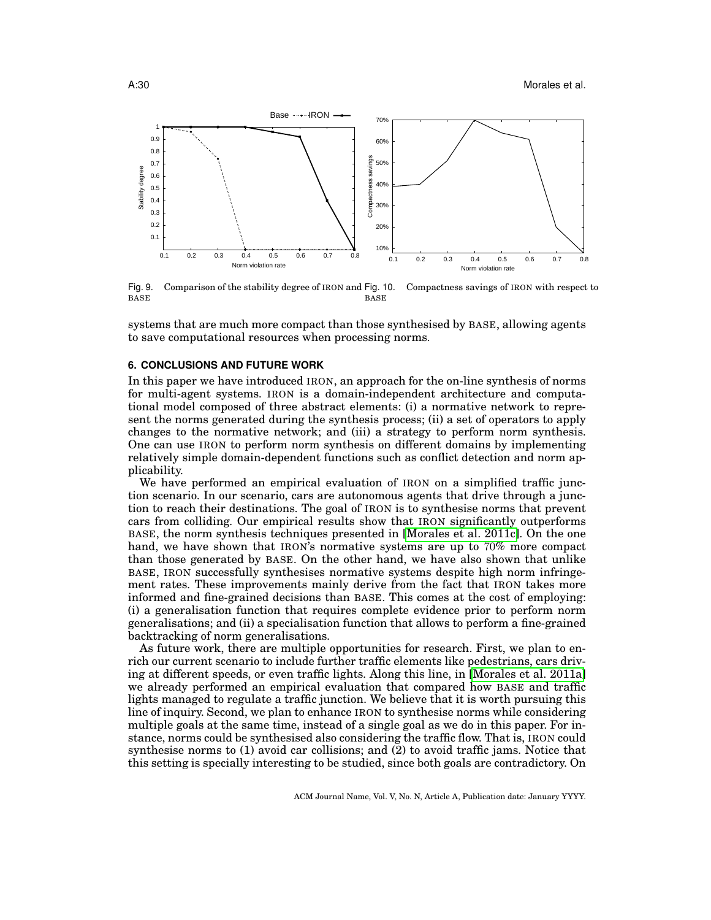Fig. 9. Comparison of the stability degree of IRON and BASE

Fig. 10. Compactness savings of IRON with respect to BASE

systems that are much more compact than those synthesised by BASE, allowing agents to save computational resources when processing norms.

## 6. CONCLUSIONS AND FUTURE WORK

In this paper we have introduced IRON, an approach for the on-line synthesis of norms for multi-agent systems. IRON is a domain-independent architecture and computational model composed of three abstract elements: (i) a normative network to represent the norms generated during the synthesis process; (ii) a set of operators to apply changes to the normative network; and (iii) a strategy to perform norm synthesis. One can use IRON to perform norm synthesis on different domains by implementing relatively simple domain-dependent functions such as conflict detection and norm applicability.

We have performed an empirical evaluation of IRON on a simplified traffic junction scenario. In our scenario, cars are autonomous agents that drive through a junction to reach their destinations. The goal of IRON is to synthesise norms that prevent cars from colliding. Our empirical results show that IRON significantly outperforms BASE, the norm synthesis techniques presented in [Morales et al. 2011c]. On the one hand, we have shown that IRON's normative systems are up to 70% more compact than those generated by BASE. On the other hand, we have also shown that unlike BASE, IRON successfully synthesises normative systems despite high norm infringement rates. These improvements mainly derive from the fact that IRON takes more informed and fine-grained decisions than BASE. This comes at the cost of employing: (i) a generalisation function that requires complete evidence prior to perform norm generalisations; and (ii) a specialisation function that allows to perform a fine-grained backtracking of norm generalisations.

As future work, there are multiple opportunities for research. First, we plan to enrich our current scenario to include further traffic elements like pedestrians, cars driving at different speeds, or even traffic lights. Along this line, in [Morales et al. 2011a] we already performed an empirical evaluation that compared how BASE and traffic lights managed to regulate a traffic junction. We believe that it is worth pursuing this line of inquiry. Second, we plan to enhance IRON to synthesise norms while considering multiple goals at the same time, instead of a single goal as we do in this paper. For instance, norms could be synthesised also considering the traffic flow. That is, IRON could synthesise norms to (1) avoid car collisions; and (2) to avoid traffic jams. Notice that this setting is specially interesting to be studied, since both goals are contradictory. On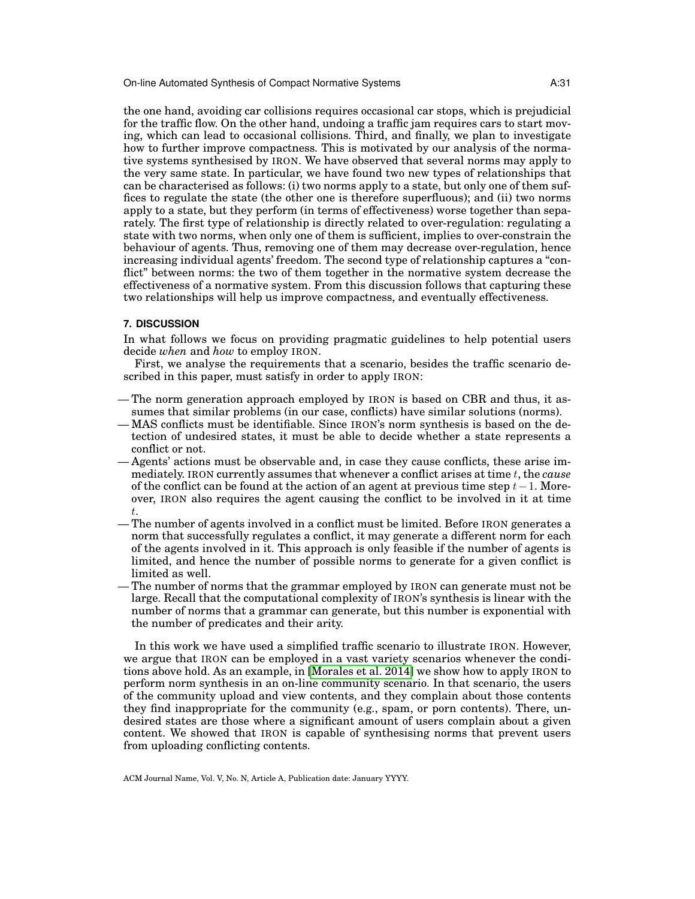the one hand, avoiding car collisions requires occasional car stops, which is prejudicial for the traffic flow. On the other hand, undoing a traffic jam requires cars to start moving, which can lead to occasional collisions. Third, and finally, we plan to investigate how to further improve compactness. This is motivated by our analysis of the normative systems synthesised by IRON. We have observed that several norms may apply to the very same state. In particular, we have found two new types of relationships that can be characterised as follows: (i) two norms apply to a state, but only one of them suffices to regulate the state (the other one is therefore superfluous); and (ii) two norms apply to a state, but they perform (in terms of effectiveness) worse together than separately. The first type of relationship is directly related to over-regulation: regulating a state with two norms, when only one of them is sufficient, implies to over-constrain the behaviour of agents. Thus, removing one of them may decrease over-regulation, hence increasing individual agents' freedom. The second type of relationship captures a "conflict" between norms: the two of them together in the normative system decrease the effectiveness of a normative system. From this discussion follows that capturing these two relationships will help us improve compactness, and eventually effectiveness.

## 7. DISCUSSION

In what follows we focus on providing pragmatic guidelines to help potential users decide *when* and *how* to employ IRON.

First, we analyse the requirements that a scenario, besides the traffic scenario described in this paper, must satisfy in order to apply IRON:

- The norm generation approach employed by IRON is based on CBR and thus, it assumes that similar problems (in our case, conflicts) have similar solutions (norms).
- MAS conflicts must be identifiable. Since IRON's norm synthesis is based on the detection of undesired states, it must be able to decide whether a state represents a conflict or not.
- Agents' actions must be observable and, in case they cause conflicts, these arise immediately. IRON currently assumes that whenever a conflict arises at time $t$, the *cause* of the conflict can be found at the action of an agent at previous time step $t-1$. Moreover, IRON also requires the agent causing the conflict to be involved in it at time $t$.
- The number of agents involved in a conflict must be limited. Before IRON generates a norm that successfully regulates a conflict, it may generate a different norm for each of the agents involved in it. This approach is only feasible if the number of agents is limited, and hence the number of possible norms to generate for a given conflict is limited as well.
- The number of norms that the grammar employed by IRON can generate must not be large. Recall that the computational complexity of IRON's synthesis is linear with the number of norms that a grammar can generate, but this number is exponential with the number of predicates and their arity.

In this work we have used a simplified traffic scenario to illustrate IRON. However, we argue that IRON can be employed in a vast variety scenarios whenever the conditions above hold. As an example, in [Morales et al. 2014] we show how to apply IRON to perform norm synthesis in an on-line community scenario. In that scenario, the users of the community upload and view contents, and they complain about those contents they find inappropriate for the community (e.g., spam, or porn contents). There, undesired states are those where a significant amount of users complain about a given content. We showed that IRON is capable of synthesising norms that prevent users from uploading conflicting contents.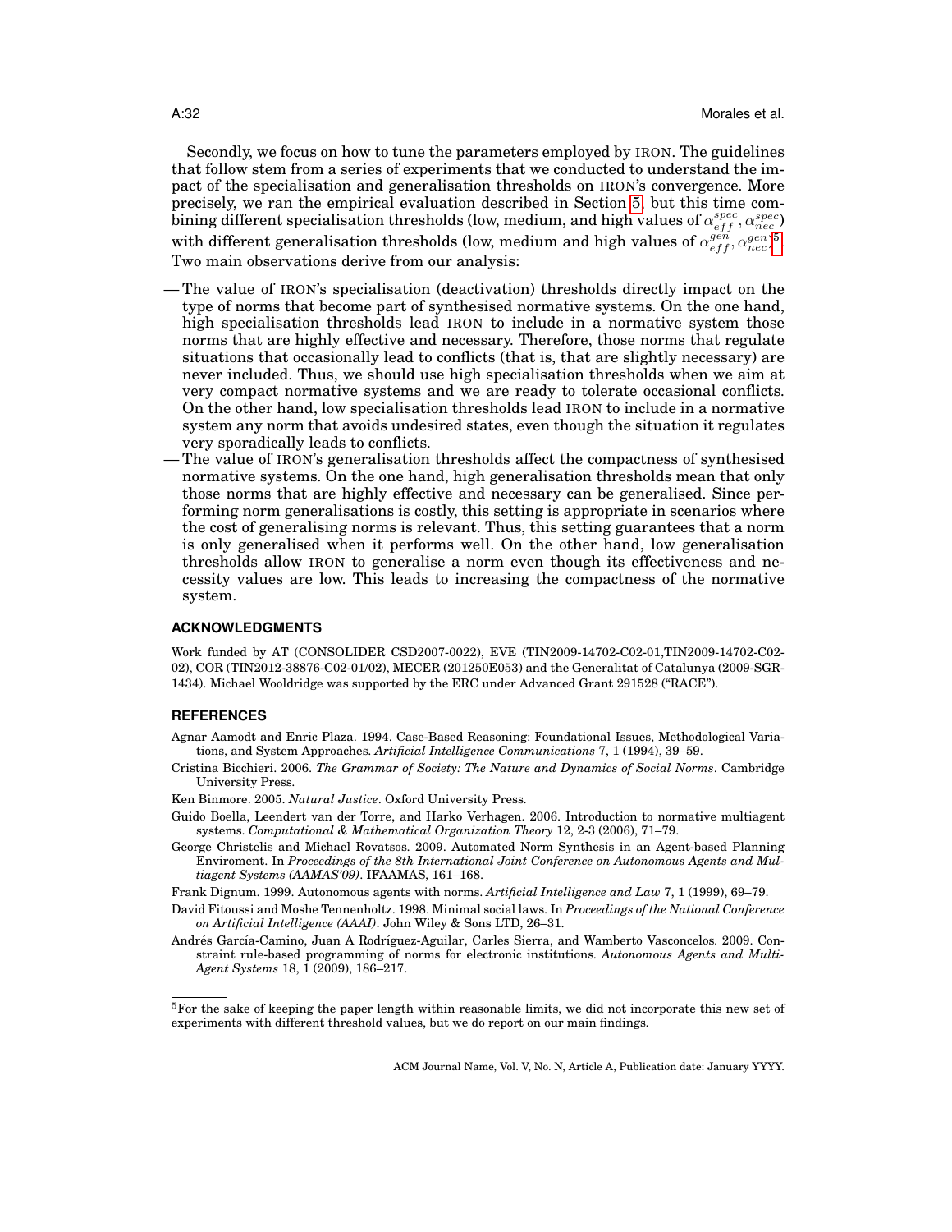Secondly, we focus on how to tune the parameters employed by IRON. The guidelines that follow stem from a series of experiments that we conducted to understand the impact of the specialisation and generalisation thresholds on IRON's convergence. More precisely, we ran the empirical evaluation described in Section 5, but this time combining different specialisation thresholds (low, medium, and high values of $\alpha_{eff}^{spec}, \alpha_{nec}^{spec}$) with different generalisation thresholds (low, medium and high values of $\alpha_{eff}^{gen}, \alpha_{nec}^{gen}$)[5]. Two main observations derive from our analysis:

- The value of IRON's specialisation (deactivation) thresholds directly impact on the type of norms that become part of synthesised normative systems. On the one hand, high specialisation thresholds lead IRON to include in a normative system those norms that are highly effective and necessary. Therefore, those norms that regulate situations that occasionally lead to conflicts (that is, that are slightly necessary) are never included. Thus, we should use high specialisation thresholds when we aim at very compact normative systems and we are ready to tolerate occasional conflicts. On the other hand, low specialisation thresholds lead IRON to include in a normative system any norm that avoids undesired states, even though the situation it regulates very sporadically leads to conflicts.
- The value of IRON's generalisation thresholds affect the compactness of synthesised normative systems. On the one hand, high generalisation thresholds mean that only those norms that are highly effective and necessary can be generalised. Since performing norm generalisations is costly, this setting is appropriate in scenarios where the cost of generalising norms is relevant. Thus, this setting guarantees that a norm is only generalised when it performs well. On the other hand, low generalisation thresholds allow IRON to generalise a norm even though its effectiveness and necessity values are low. This leads to increasing the compactness of the normative system.

### ACKNOWLEDGMENTS

Work funded by AT (CONSOLIDER CSD2007-0022), EVE (TIN2009-14702-C02-01,TIN2009-14702-C02-02), COR (TIN2012-38876-C02-01/02), MECER (201250E053) and the Generalitat of Catalunya (2009-SGR-1434). Michael Wooldridge was supported by the ERC under Advanced Grant 291528 ("RACE").

### REFERENCES

Agnar Aamodt and Enric Plaza. 1994. Case-Based Reasoning: Foundational Issues, Methodological Variations, and System Approaches. *Artificial Intelligence Communications* 7, 1 (1994), 39–59.

Cristina Bicchieri. 2006. *The Grammar of Society: The Nature and Dynamics of Social Norms*. Cambridge University Press.

Ken Binmore. 2005. *Natural Justice*. Oxford University Press.

Guido Boella, Leendert van der Torre, and Harko Verhagen. 2006. Introduction to normative multiagent systems. *Computational & Mathematical Organization Theory* 12, 2-3 (2006), 71–79.

George Christelis and Michael Rovatsos. 2009. Automated Norm Synthesis in an Agent-based Planning Enviroment. In *Proceedings of the 8th International Joint Conference on Autonomous Agents and Multiagent Systems (AAMAS'09)*. IFAAMAS, 161–168.

Frank Dignum. 1999. Autonomous agents with norms. *Artificial Intelligence and Law* 7, 1 (1999), 69–79.

David Fitoussi and Moshe Tennenholtz. 1998. Minimal social laws. In *Proceedings of the National Conference on Artificial Intelligence (AAAI)*. John Wiley & Sons LTD, 26–31.

Andrés García-Camino, Juan A Rodríguez-Aguilar, Carles Sierra, and Wamberto Vasconcelos. 2009. Constraint rule-based programming of norms for electronic institutions. *Autonomous Agents and Multi-Agent Systems* 18, 1 (2009), 186–217.

[5] For the sake of keeping the paper length within reasonable limits, we did not incorporate this new set of experiments with different threshold values, but we do report on our main findings.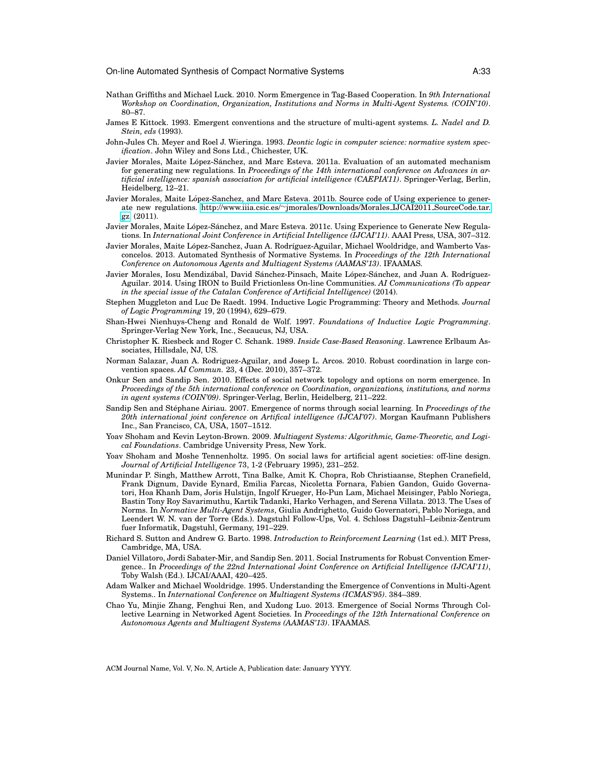Nathan Griffiths and Michael Luck. 2010. Norm Emergence in Tag-Based Cooperation. In *9th International Workshop on Coordination, Organization, Institutions and Norms in Multi-Agent Systems. (COIN'10)*. 80–87.

James E Kittock. 1993. Emergent conventions and the structure of multi-agent systems. *L. Nadel and D. Stein, eds* (1993).

John-Jules Ch. Meyer and Roel J. Wieringa. 1993. *Deontic logic in computer science: normative system specification*. John Wiley and Sons Ltd., Chichester, UK.

Javier Morales, Maite López-Sánchez, and Marc Esteva. 2011a. Evaluation of an automated mechanism for generating new regulations. In *Proceedings of the 14th international conference on Advances in artificial intelligence: spanish association for artificial intelligence (CAEPIA'11)*. Springer-Verlag, Berlin, Heidelberg, 12–21.

Javier Morales, Maite López-Sanchez, and Marc Esteva. 2011b. Source code of Using experience to generate new regulations. http://www.iiia.csic.es/~jmorales/Downloads/Morales_IJCAI2011_SourceCode.tar.gz. (2011).

Javier Morales, Maite López-Sánchez, and Marc Esteva. 2011c. Using Experience to Generate New Regulations. In *International Joint Conference in Artificial Intelligence (IJCAI'11)*. AAAI Press, USA, 307–312.

Javier Morales, Maite López-Sanchez, Juan A. Rodríguez-Aguilar, Michael Wooldridge, and Wamberto Vasconcelos. 2013. Automated Synthesis of Normative Systems. In *Proceedings of the 12th International Conference on Autonomous Agents and Multiagent Systems (AAMAS'13)*. IFAAMAS.

Javier Morales, Iosu Mendizábal, David Sánchez-Pinsach, Maite López-Sánchez, and Juan A. Rodríguez-Aguilar. 2014. Using IRON to Build Frictionless On-line Communities. *AI Communications (To appear in the special issue of the Catalan Conference of Artificial Intelligence)* (2014).

Stephen Muggleton and Luc De Raedt. 1994. Inductive Logic Programming: Theory and Methods. *Journal of Logic Programming* 19, 20 (1994), 629–679.

Shan-Hwei Nienhuys-Cheng and Ronald de Wolf. 1997. *Foundations of Inductive Logic Programming*. Springer-Verlag New York, Inc., Secaucus, NJ, USA.

Christopher K. Riesbeck and Roger C. Schank. 1989. *Inside Case-Based Reasoning*. Lawrence Erlbaum Associates, Hillsdale, NJ, US.

Norman Salazar, Juan A. Rodriguez-Aguilar, and Josep L. Arcos. 2010. Robust coordination in large convention spaces. *AI Commun.* 23, 4 (Dec. 2010), 357–372.

Onkur Sen and Sandip Sen. 2010. Effects of social network topology and options on norm emergence. In *Proceedings of the 5th international conference on Coordination, organizations, institutions, and norms in agent systems (COIN'09)*. Springer-Verlag, Berlin, Heidelberg, 211–222.

Sandip Sen and Stéphane Airiau. 2007. Emergence of norms through social learning. In *Proceedings of the 20th international joint conference on Artifical intelligence (IJCAI'07)*. Morgan Kaufmann Publishers Inc., San Francisco, CA, USA, 1507–1512.

Yoav Shoham and Kevin Leyton-Brown. 2009. *Multiagent Systems: Algorithmic, Game-Theoretic, and Logical Foundations*. Cambridge University Press, New York.

Yoav Shoham and Moshe Tennenholtz. 1995. On social laws for artificial agent societies: off-line design. *Journal of Artificial Intelligence* 73, 1-2 (February 1995), 231–252.

Munindar P. Singh, Matthew Arrott, Tina Balke, Amit K. Chopra, Rob Christiaanse, Stephen Cranefield, Frank Dignum, Davide Eynard, Emilia Farcas, Nicoletta Fornara, Fabien Gandon, Guido Governatori, Hoa Khanh Dam, Joris Hulstijn, Ingolf Krueger, Ho-Pun Lam, Michael Meisinger, Pablo Noriega, Bastin Tony Roy Savarimuthu, Kartik Tadanki, Harko Verhagen, and Serena Villata. 2013. The Uses of Norms. In *Normative Multi-Agent Systems*, Giulia Andrighetto, Guido Governatori, Pablo Noriega, and Leendert W. N. van der Torre (Eds.). Dagstuhl Follow-Ups, Vol. 4. Schloss Dagstuhl–Leibniz-Zentrum fuer Informatik, Dagstuhl, Germany, 191–229.

Richard S. Sutton and Andrew G. Barto. 1998. *Introduction to Reinforcement Learning* (1st ed.). MIT Press, Cambridge, MA, USA.

Daniel Villatoro, Jordi Sabater-Mir, and Sandip Sen. 2011. Social Instruments for Robust Convention Emergence.. In *Proceedings of the 22nd International Joint Conference on Artificial Intelligence (IJCAI'11)*, Toby Walsh (Ed.). IJCAI/AAAI, 420–425.

Adam Walker and Michael Wooldridge. 1995. Understanding the Emergence of Conventions in Multi-Agent Systems.. In *International Conference on Multiagent Systems (ICMAS'95)*. 384–389.

Chao Yu, Minjie Zhang, Fenghui Ren, and Xudong Luo. 2013. Emergence of Social Norms Through Collective Learning in Networked Agent Societies. In *Proceedings of the 12th International Conference on Autonomous Agents and Multiagent Systems (AAMAS'13)*. IFAAMAS.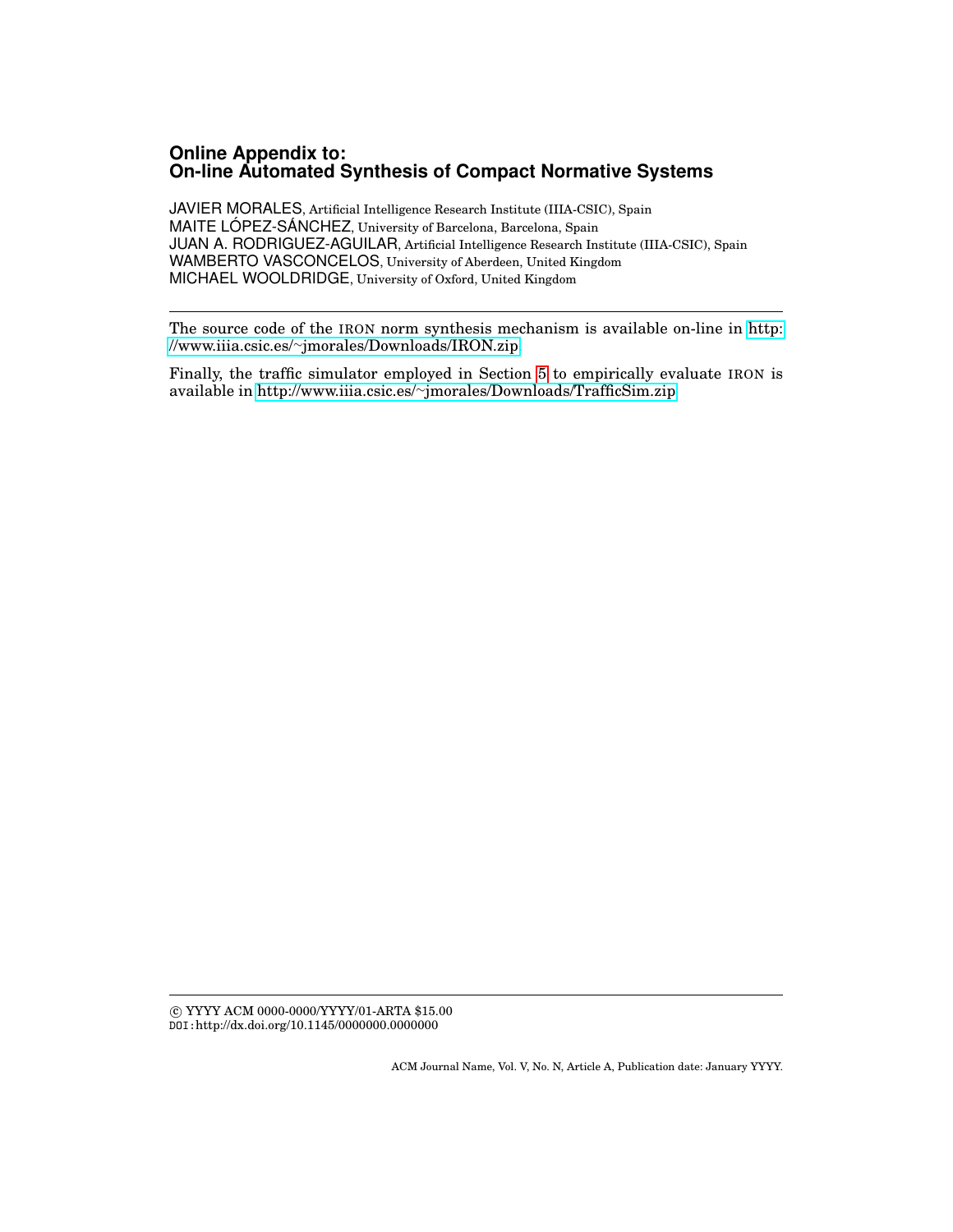# Online Appendix to: On-line Automated Synthesis of Compact Normative Systems

JAVIER MORALES, Artificial Intelligence Research Institute (IIIA-CSIC), Spain
MAITE LÓPEZ-SÁNCHEZ, University of Barcelona, Barcelona, Spain
JUAN A. RODRIGUEZ-AGUILAR, Artificial Intelligence Research Institute (IIIA-CSIC), Spain
WAMBERTO VASCONCELOS, University of Aberdeen, United Kingdom
MICHAEL WOOLDRIDGE, University of Oxford, United Kingdom

---

The source code of the IRON norm synthesis mechanism is available on-line in http://www.iiia.csic.es/~jmorales/Downloads/IRON.zip.

Finally, the traffic simulator employed in Section 5 to empirically evaluate IRON is available in http://www.iiia.csic.es/~jmorales/Downloads/TrafficSim.zip

---

© YYYY ACM 0000-0000/YYYY/01-ARTA $15.00
DOI:http://dx.doi.org/10.1145/0000000.0000000